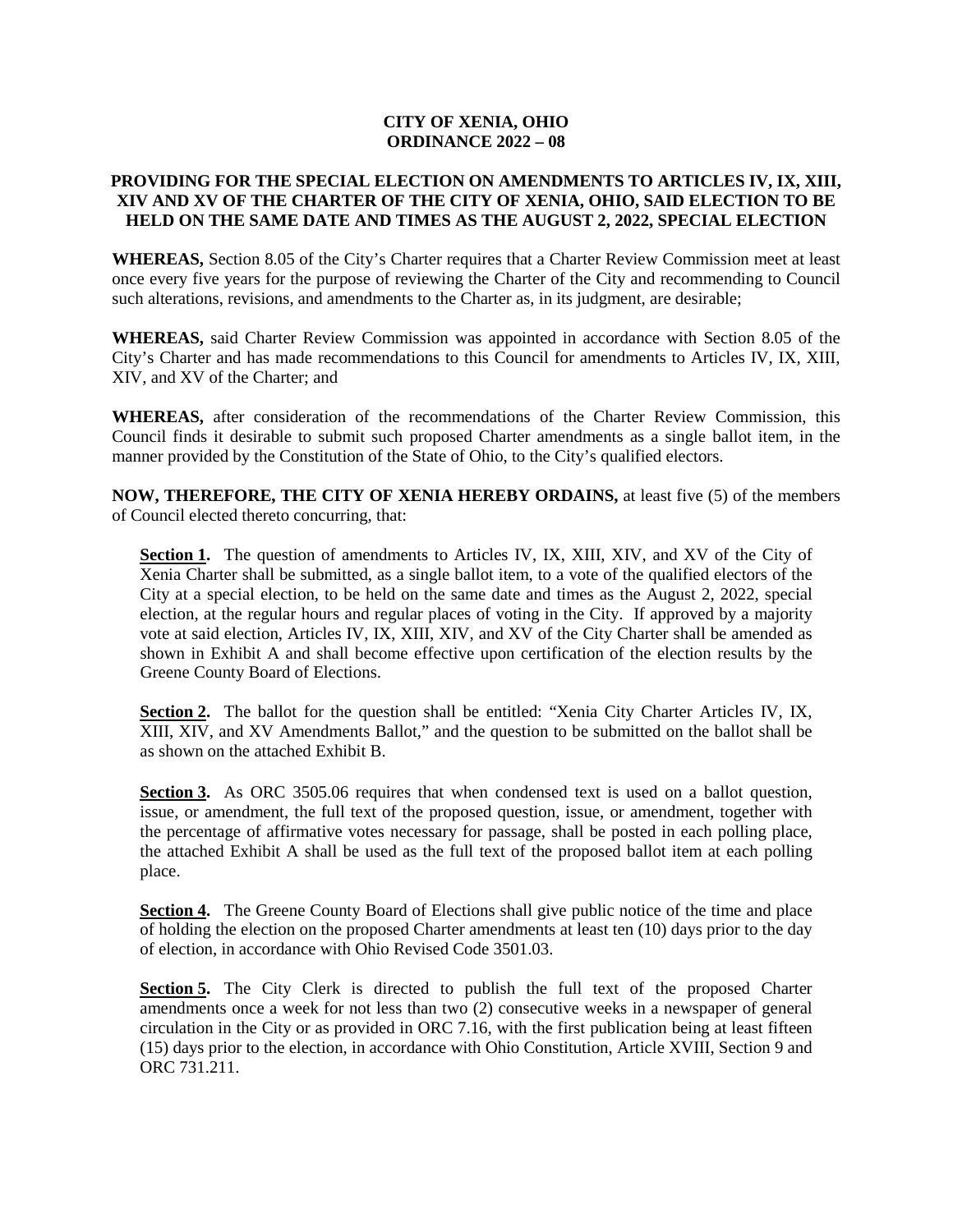# CITY OF XENIA, OHIO
# ORDINANCE 2022 – 08

## PROVIDING FOR THE SPECIAL ELECTION ON AMENDMENTS TO ARTICLES IV, IX, XIII, XIV AND XV OF THE CHARTER OF THE CITY OF XENIA, OHIO, SAID ELECTION TO BE HELD ON THE SAME DATE AND TIMES AS THE AUGUST 2, 2022, SPECIAL ELECTION

**WHEREAS,** Section 8.05 of the City's Charter requires that a Charter Review Commission meet at least once every five years for the purpose of reviewing the Charter of the City and recommending to Council such alterations, revisions, and amendments to the Charter as, in its judgment, are desirable;

**WHEREAS,** said Charter Review Commission was appointed in accordance with Section 8.05 of the City's Charter and has made recommendations to this Council for amendments to Articles IV, IX, XIII, XIV, and XV of the Charter; and

**WHEREAS,** after consideration of the recommendations of the Charter Review Commission, this Council finds it desirable to submit such proposed Charter amendments as a single ballot item, in the manner provided by the Constitution of the State of Ohio, to the City's qualified electors.

**NOW, THEREFORE, THE CITY OF XENIA HEREBY ORDAINS,** at least five (5) of the members of Council elected thereto concurring, that:

**Section 1.** The question of amendments to Articles IV, IX, XIII, XIV, and XV of the City of Xenia Charter shall be submitted, as a single ballot item, to a vote of the qualified electors of the City at a special election, to be held on the same date and times as the August 2, 2022, special election, at the regular hours and regular places of voting in the City. If approved by a majority vote at said election, Articles IV, IX, XIII, XIV, and XV of the City Charter shall be amended as shown in Exhibit A and shall become effective upon certification of the election results by the Greene County Board of Elections.

**Section 2.** The ballot for the question shall be entitled: "Xenia City Charter Articles IV, IX, XIII, XIV, and XV Amendments Ballot," and the question to be submitted on the ballot shall be as shown on the attached Exhibit B.

**Section 3.** As ORC 3505.06 requires that when condensed text is used on a ballot question, issue, or amendment, the full text of the proposed question, issue, or amendment, together with the percentage of affirmative votes necessary for passage, shall be posted in each polling place, the attached Exhibit A shall be used as the full text of the proposed ballot item at each polling place.

**Section 4.** The Greene County Board of Elections shall give public notice of the time and place of holding the election on the proposed Charter amendments at least ten (10) days prior to the day of election, in accordance with Ohio Revised Code 3501.03.

**Section 5.** The City Clerk is directed to publish the full text of the proposed Charter amendments once a week for not less than two (2) consecutive weeks in a newspaper of general circulation in the City or as provided in ORC 7.16, with the first publication being at least fifteen (15) days prior to the election, in accordance with Ohio Constitution, Article XVIII, Section 9 and ORC 731.211.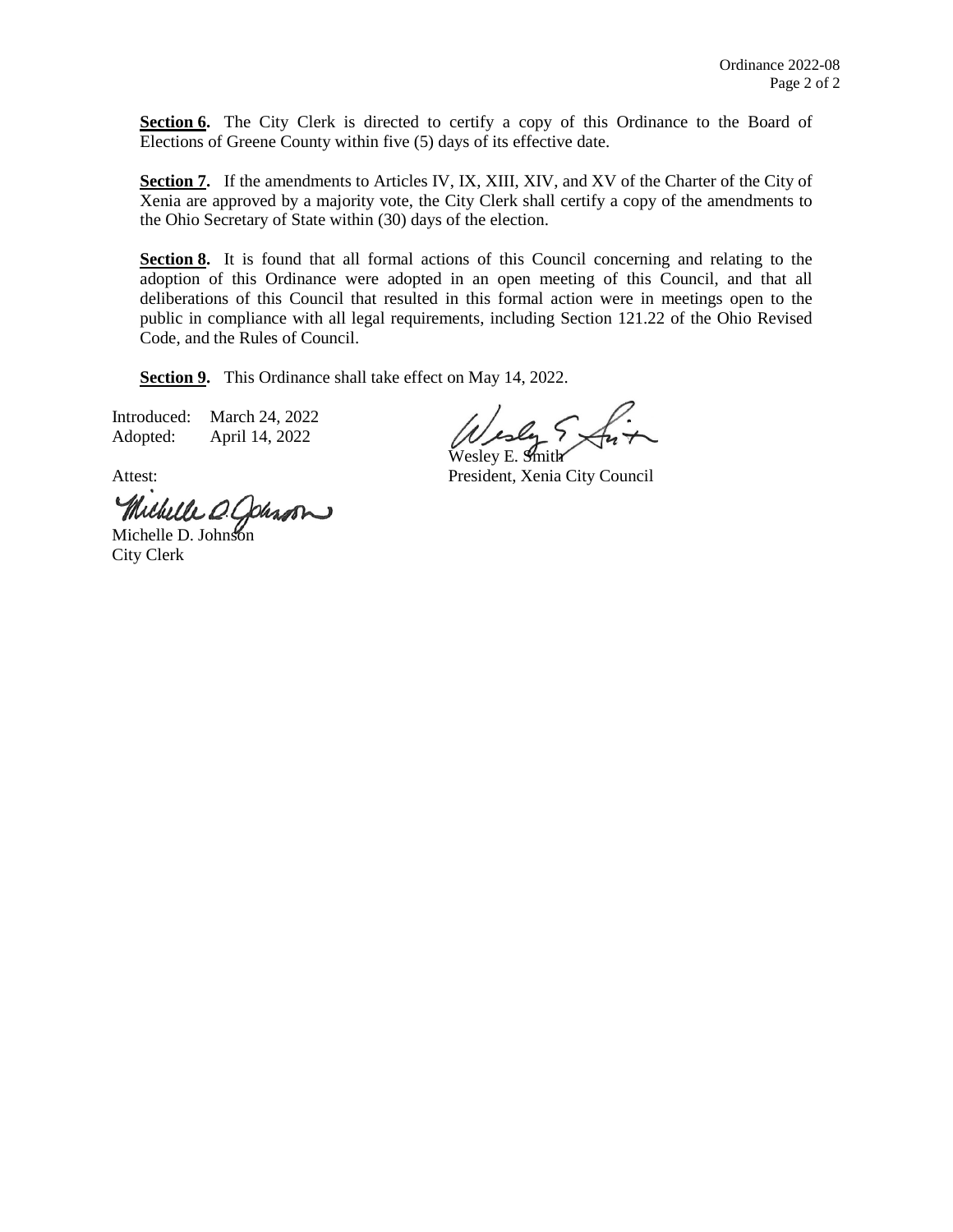**Section 6.** The City Clerk is directed to certify a copy of this Ordinance to the Board of Elections of Greene County within five (5) days of its effective date.

**Section 7.** If the amendments to Articles IV, IX, XIII, XIV, and XV of the Charter of the City of Xenia are approved by a majority vote, the City Clerk shall certify a copy of the amendments to the Ohio Secretary of State within (30) days of the election.

**Section 8.** It is found that all formal actions of this Council concerning and relating to the adoption of this Ordinance were adopted in an open meeting of this Council, and that all deliberations of this Council that resulted in this formal action were in meetings open to the public in compliance with all legal requirements, including Section 121.22 of the Ohio Revised Code, and the Rules of Council.

**Section 9.** This Ordinance shall take effect on May 14, 2022.

Introduced: March 24, 2022
Adopted: April 14, 2022

Wesley E. Smith
President, Xenia City Council

Attest:

Michelle D. Johnson
City Clerk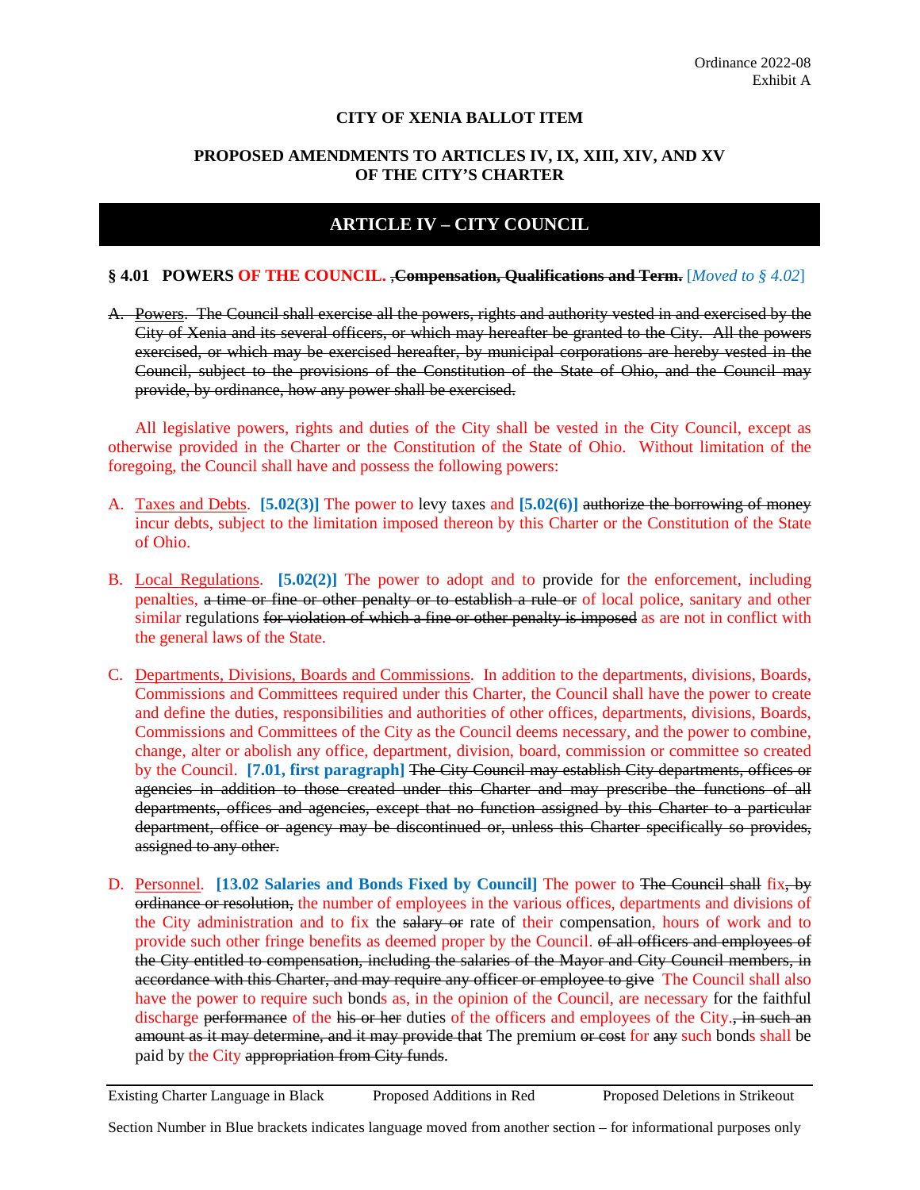Ordinance 2022-08
Exhibit A

**CITY OF XENIA BALLOT ITEM**

**PROPOSED AMENDMENTS TO ARTICLES IV, IX, XIII, XIV, AND XV OF THE CITY'S CHARTER**

## ARTICLE IV – CITY COUNCIL

**§ 4.01 POWERS OF THE COUNCIL. ~~,Compensation, Qualifications and Term.~~** [*Moved to § 4.02*]

~~A. Powers. The Council shall exercise all the powers, rights and authority vested in and exercised by the City of Xenia and its several officers, or which may hereafter be granted to the City. All the powers exercised, or which may be exercised hereafter, by municipal corporations are hereby vested in the Council, subject to the provisions of the Constitution of the State of Ohio, and the Council may provide, by ordinance, how any power shall be exercised.~~

All legislative powers, rights and duties of the City shall be vested in the City Council, except as otherwise provided in the Charter or the Constitution of the State of Ohio. Without limitation of the foregoing, the Council shall have and possess the following powers:

A. Taxes and Debts. **[5.02(3)]** The power to levy taxes and **[5.02(6)]** ~~authorize the borrowing of money~~ incur debts, subject to the limitation imposed thereon by this Charter or the Constitution of the State of Ohio.

B. Local Regulations. **[5.02(2)]** The power to adopt and to provide for the enforcement, including penalties, ~~a time or fine or other penalty or to establish a rule or~~ of local police, sanitary and other similar regulations ~~for violation of which a fine or other penalty is imposed~~ as are not in conflict with the general laws of the State.

C. Departments, Divisions, Boards and Commissions. In addition to the departments, divisions, Boards, Commissions and Committees required under this Charter, the Council shall have the power to create and define the duties, responsibilities and authorities of other offices, departments, divisions, Boards, Commissions and Committees of the City as the Council deems necessary, and the power to combine, change, alter or abolish any office, department, division, board, commission or committee so created by the Council. **[7.01, first paragraph]** ~~The City Council may establish City departments, offices or agencies in addition to those created under this Charter and may prescribe the functions of all departments, offices and agencies, except that no function assigned by this Charter to a particular department, office or agency may be discontinued or, unless this Charter specifically so provides, assigned to any other.~~

D. Personnel. **[13.02 Salaries and Bonds Fixed by Council]** The power to ~~The Council shall~~ fix~~, by ordinance or resolution,~~ the number of employees in the various offices, departments and divisions of the City administration and to fix the ~~salary or~~ rate of their compensation, hours of work and to provide such other fringe benefits as deemed proper by the Council. ~~of all officers and employees of the City entitled to compensation, including the salaries of the Mayor and City Council members, in accordance with this Charter, and may require any officer or employee to give~~ The Council shall also have the power to require such bonds as, in the opinion of the Council, are necessary for the faithful discharge ~~performance~~ of the ~~his or her~~ duties of the officers and employees of the City.~~, in such an amount as it may determine, and it may provide that~~ The premium ~~or cost~~ for ~~any~~ such bonds shall be paid by the City ~~appropriation from City funds~~.

Existing Charter Language in Black | Proposed Additions in Red | Proposed Deletions in Strikeout

Section Number in Blue brackets indicates language moved from another section – for informational purposes only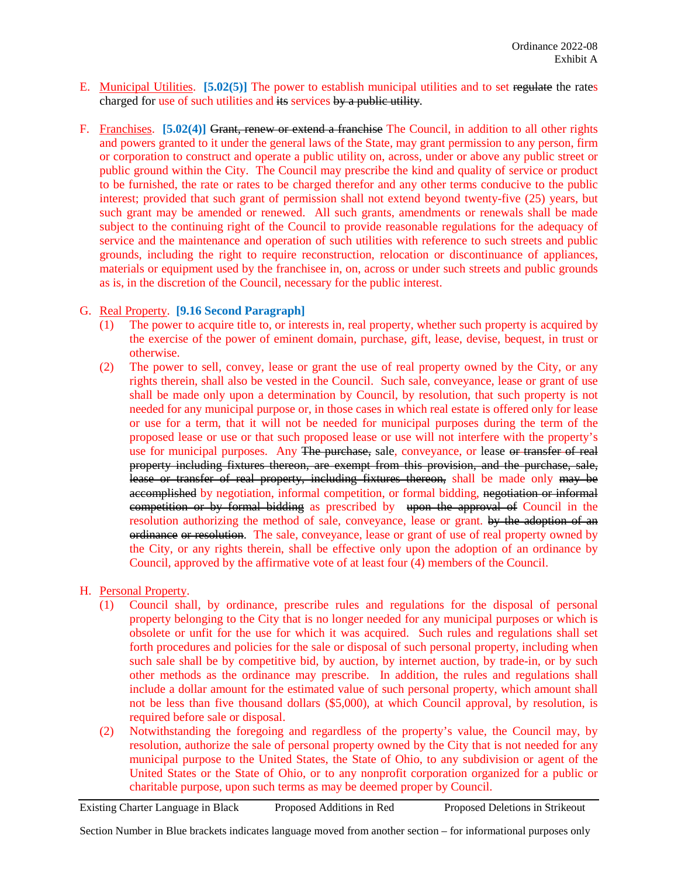E. Municipal Utilities. **[5.02(5)]** The power to establish municipal utilities and to set ~~regulate~~ the rates charged for use of such utilities and ~~its~~ services ~~by a public utility~~.

F. Franchises. **[5.02(4)]** ~~Grant, renew or extend a franchise~~ The Council, in addition to all other rights and powers granted to it under the general laws of the State, may grant permission to any person, firm or corporation to construct and operate a public utility on, across, under or above any public street or public ground within the City. The Council may prescribe the kind and quality of service or product to be furnished, the rate or rates to be charged therefor and any other terms conducive to the public interest; provided that such grant of permission shall not extend beyond twenty-five (25) years, but such grant may be amended or renewed. All such grants, amendments or renewals shall be made subject to the continuing right of the Council to provide reasonable regulations for the adequacy of service and the maintenance and operation of such utilities with reference to such streets and public grounds, including the right to require reconstruction, relocation or discontinuance of appliances, materials or equipment used by the franchisee in, on, across or under such streets and public grounds as is, in the discretion of the Council, necessary for the public interest.

G. Real Property. **[9.16 Second Paragraph]**
   (1) The power to acquire title to, or interests in, real property, whether such property is acquired by the exercise of the power of eminent domain, purchase, gift, lease, devise, bequest, in trust or otherwise.
   (2) The power to sell, convey, lease or grant the use of real property owned by the City, or any rights therein, shall also be vested in the Council. Such sale, conveyance, lease or grant of use shall be made only upon a determination by Council, by resolution, that such property is not needed for any municipal purpose or, in those cases in which real estate is offered only for lease or use for a term, that it will not be needed for municipal purposes during the term of the proposed lease or use or that such proposed lease or use will not interfere with the property's use for municipal purposes. Any ~~The purchase,~~ sale, conveyance, or lease ~~or transfer of real property including fixtures thereon, are exempt from this provision, and the purchase, sale, lease or transfer of real property, including fixtures thereon,~~ shall be made only ~~may be accomplished~~ by negotiation, informal competition, or formal bidding, ~~negotiation or informal competition or by formal bidding~~ as prescribed by ~~upon the approval of~~ Council in the resolution authorizing the method of sale, conveyance, lease or grant. ~~by the adoption of an ordinance or resolution~~. The sale, conveyance, lease or grant of use of real property owned by the City, or any rights therein, shall be effective only upon the adoption of an ordinance by Council, approved by the affirmative vote of at least four (4) members of the Council.

H. Personal Property.
   (1) Council shall, by ordinance, prescribe rules and regulations for the disposal of personal property belonging to the City that is no longer needed for any municipal purposes or which is obsolete or unfit for the use for which it was acquired. Such rules and regulations shall set forth procedures and policies for the sale or disposal of such personal property, including when such sale shall be by competitive bid, by auction, by internet auction, by trade-in, or by such other methods as the ordinance may prescribe. In addition, the rules and regulations shall include a dollar amount for the estimated value of such personal property, which amount shall not be less than five thousand dollars ($5,000), at which Council approval, by resolution, is required before sale or disposal.
   (2) Notwithstanding the foregoing and regardless of the property's value, the Council may, by resolution, authorize the sale of personal property owned by the City that is not needed for any municipal purpose to the United States, the State of Ohio, to any subdivision or agent of the United States or the State of Ohio, or to any nonprofit corporation organized for a public or charitable purpose, upon such terms as may be deemed proper by Council.

---

Existing Charter Language in Black    Proposed Additions in Red    Proposed Deletions in Strikeout

Section Number in Blue brackets indicates language moved from another section – for informational purposes only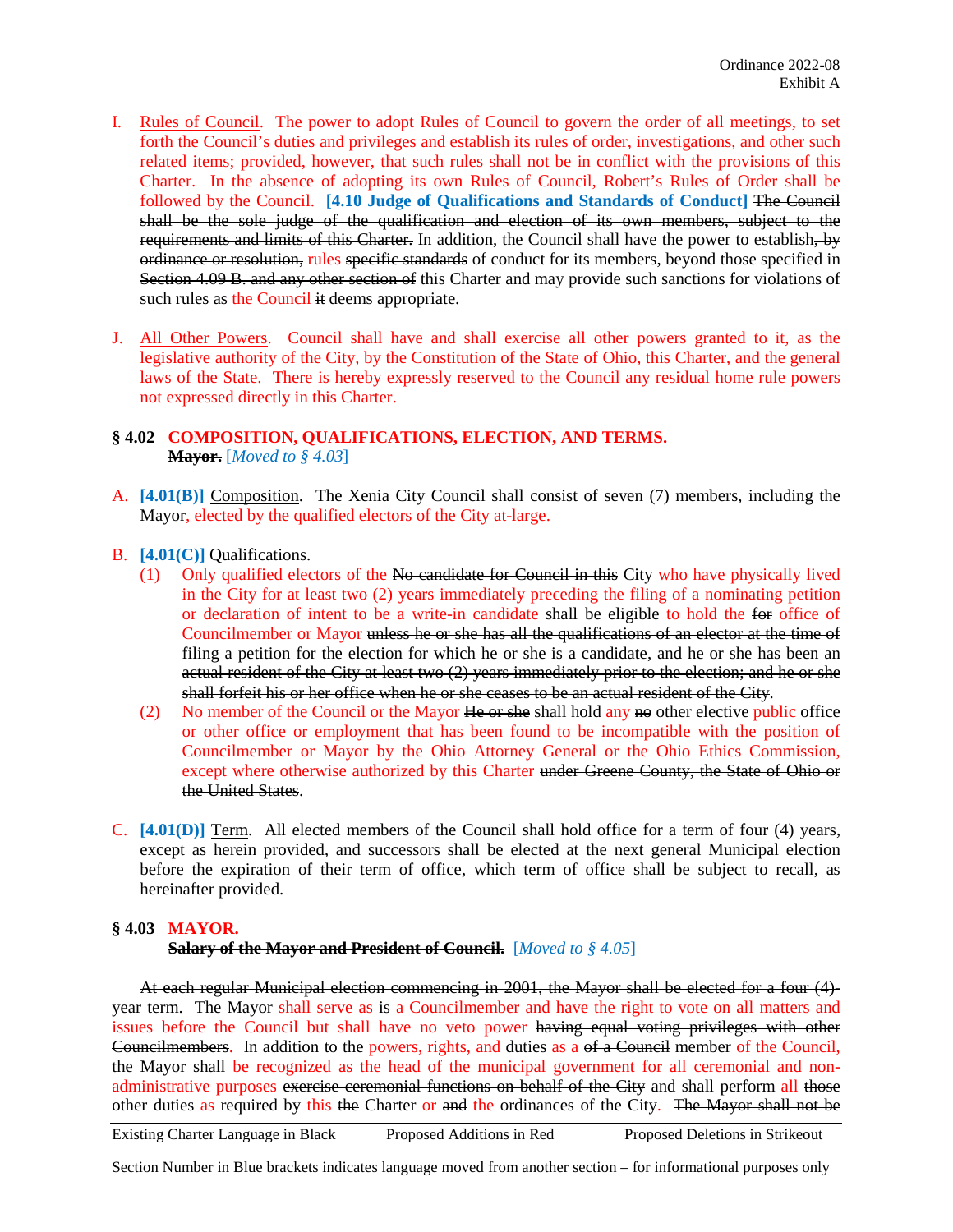I. Rules of Council. The power to adopt Rules of Council to govern the order of all meetings, to set forth the Council's duties and privileges and establish its rules of order, investigations, and other such related items; provided, however, that such rules shall not be in conflict with the provisions of this Charter. In the absence of adopting its own Rules of Council, Robert's Rules of Order shall be followed by the Council. **[4.10 Judge of Qualifications and Standards of Conduct]** ~~The Council shall be the sole judge of the qualification and election of its own members, subject to the requirements and limits of this Charter.~~ In addition, the Council shall have the power to establish~~, by ordinance or resolution,~~ rules ~~specific standards~~ of conduct for its members, beyond those specified in ~~Section 4.09 B. and any other section of~~ this Charter and may provide such sanctions for violations of such rules as the Council ~~it~~ deems appropriate.

J. All Other Powers. Council shall have and shall exercise all other powers granted to it, as the legislative authority of the City, by the Constitution of the State of Ohio, this Charter, and the general laws of the State. There is hereby expressly reserved to the Council any residual home rule powers not expressed directly in this Charter.

### § 4.02 COMPOSITION, QUALIFICATIONS, ELECTION, AND TERMS.
~~**Mayor.**~~ [*Moved to § 4.03*]

A. **[4.01(B)]** Composition. The Xenia City Council shall consist of seven (7) members, including the Mayor, elected by the qualified electors of the City at-large.

B. **[4.01(C)]** Qualifications.
   (1) Only qualified electors of the ~~No candidate for Council in this~~ City who have physically lived in the City for at least two (2) years immediately preceding the filing of a nominating petition or declaration of intent to be a write-in candidate shall be eligible to hold the ~~for~~ office of Councilmember or Mayor ~~unless he or she has all the qualifications of an elector at the time of filing a petition for the election for which he or she is a candidate, and he or she has been an actual resident of the City at least two (2) years immediately prior to the election; and he or she shall forfeit his or her office when he or she ceases to be an actual resident of the City~~.
   (2) No member of the Council or the Mayor ~~He or she~~ shall hold any ~~no~~ other elective public office or other office or employment that has been found to be incompatible with the position of Councilmember or Mayor by the Ohio Attorney General or the Ohio Ethics Commission, except where otherwise authorized by this Charter ~~under Greene County, the State of Ohio or the United States~~.

C. **[4.01(D)]** Term. All elected members of the Council shall hold office for a term of four (4) years, except as herein provided, and successors shall be elected at the next general Municipal election before the expiration of their term of office, which term of office shall be subject to recall, as hereinafter provided.

### § 4.03 MAYOR.
~~**Salary of the Mayor and President of Council.**~~ [*Moved to § 4.05*]

~~At each regular Municipal election commencing in 2001, the Mayor shall be elected for a four (4)-year term.~~ The Mayor shall serve as ~~is~~ a Councilmember and have the right to vote on all matters and issues before the Council but shall have no veto power ~~having equal voting privileges with other Councilmembers~~. In addition to the powers, rights, and duties as a ~~of a Council~~ member of the Council, the Mayor shall be recognized as the head of the municipal government for all ceremonial and non-administrative purposes ~~exercise ceremonial functions on behalf of the City~~ and shall perform all ~~those~~ other duties as required by this ~~the~~ Charter or ~~and~~ the ordinances of the City. ~~The Mayor shall not be~~

Existing Charter Language in Black | Proposed Additions in Red | Proposed Deletions in Strikeout

Section Number in Blue brackets indicates language moved from another section – for informational purposes only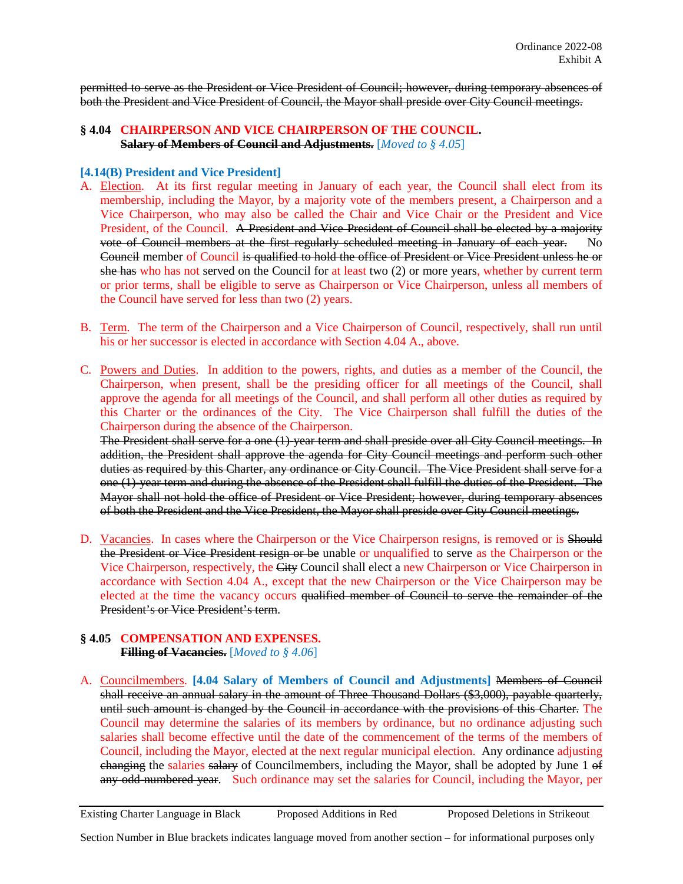permitted to serve as the President or Vice President of Council; however, during temporary absences of both the President and Vice President of Council, the Mayor shall preside over City Council meetings.

### § 4.04 CHAIRPERSON AND VICE CHAIRPERSON OF THE COUNCIL. ~~Salary of Members of Council and Adjustments.~~ [*Moved to § 4.05*]

**[4.14(B) President and Vice President]**

A. Election. At its first regular meeting in January of each year, the Council shall elect from its membership, including the Mayor, by a majority vote of the members present, a Chairperson and a Vice Chairperson, who may also be called the Chair and Vice Chair or the President and Vice President, of the Council. ~~A President and Vice President of Council shall be elected by a majority vote of Council members at the first regularly scheduled meeting in January of each year.~~ No ~~Council~~ member of Council ~~is qualified to hold the office of President or Vice President unless he or she has~~ who has not served on the Council for at least two (2) or more years, whether by current term or prior terms, shall be eligible to serve as Chairperson or Vice Chairperson, unless all members of the Council have served for less than two (2) years.

B. Term. The term of the Chairperson and a Vice Chairperson of Council, respectively, shall run until his or her successor is elected in accordance with Section 4.04 A., above.

C. Powers and Duties. In addition to the powers, rights, and duties as a member of the Council, the Chairperson, when present, shall be the presiding officer for all meetings of the Council, shall approve the agenda for all meetings of the Council, and shall perform all other duties as required by this Charter or the ordinances of the City. The Vice Chairperson shall fulfill the duties of the Chairperson during the absence of the Chairperson.
~~The President shall serve for a one (1)-year term and shall preside over all City Council meetings. In addition, the President shall approve the agenda for City Council meetings and perform such other duties as required by this Charter, any ordinance or City Council. The Vice President shall serve for a one (1)-year term and during the absence of the President shall fulfill the duties of the President. The Mayor shall not hold the office of President or Vice President; however, during temporary absences of both the President and the Vice President, the Mayor shall preside over City Council meetings.~~

D. Vacancies. In cases where the Chairperson or the Vice Chairperson resigns, is removed or is ~~Should the President or Vice President resign or be~~ unable or unqualified to serve as the Chairperson or the Vice Chairperson, respectively, the ~~City~~ Council shall elect a new Chairperson or Vice Chairperson in accordance with Section 4.04 A., except that the new Chairperson or the Vice Chairperson may be elected at the time the vacancy occurs ~~qualified member of Council to serve the remainder of the President's or Vice President's term~~.

### § 4.05 COMPENSATION AND EXPENSES. ~~Filling of Vacancies.~~ [*Moved to § 4.06*]

A. Councilmembers. **[4.04 Salary of Members of Council and Adjustments]** ~~Members of Council shall receive an annual salary in the amount of Three Thousand Dollars ($3,000), payable quarterly, until such amount is changed by the Council in accordance with the provisions of this Charter.~~ The Council may determine the salaries of its members by ordinance, but no ordinance adjusting such salaries shall become effective until the date of the commencement of the terms of the members of Council, including the Mayor, elected at the next regular municipal election. Any ordinance adjusting ~~changing~~ the salaries ~~salary~~ of Councilmembers, including the Mayor, shall be adopted by June 1 ~~of any odd-numbered year~~. Such ordinance may set the salaries for Council, including the Mayor, per

Existing Charter Language in Black — Proposed Additions in Red — Proposed Deletions in Strikeout

Section Number in Blue brackets indicates language moved from another section – for informational purposes only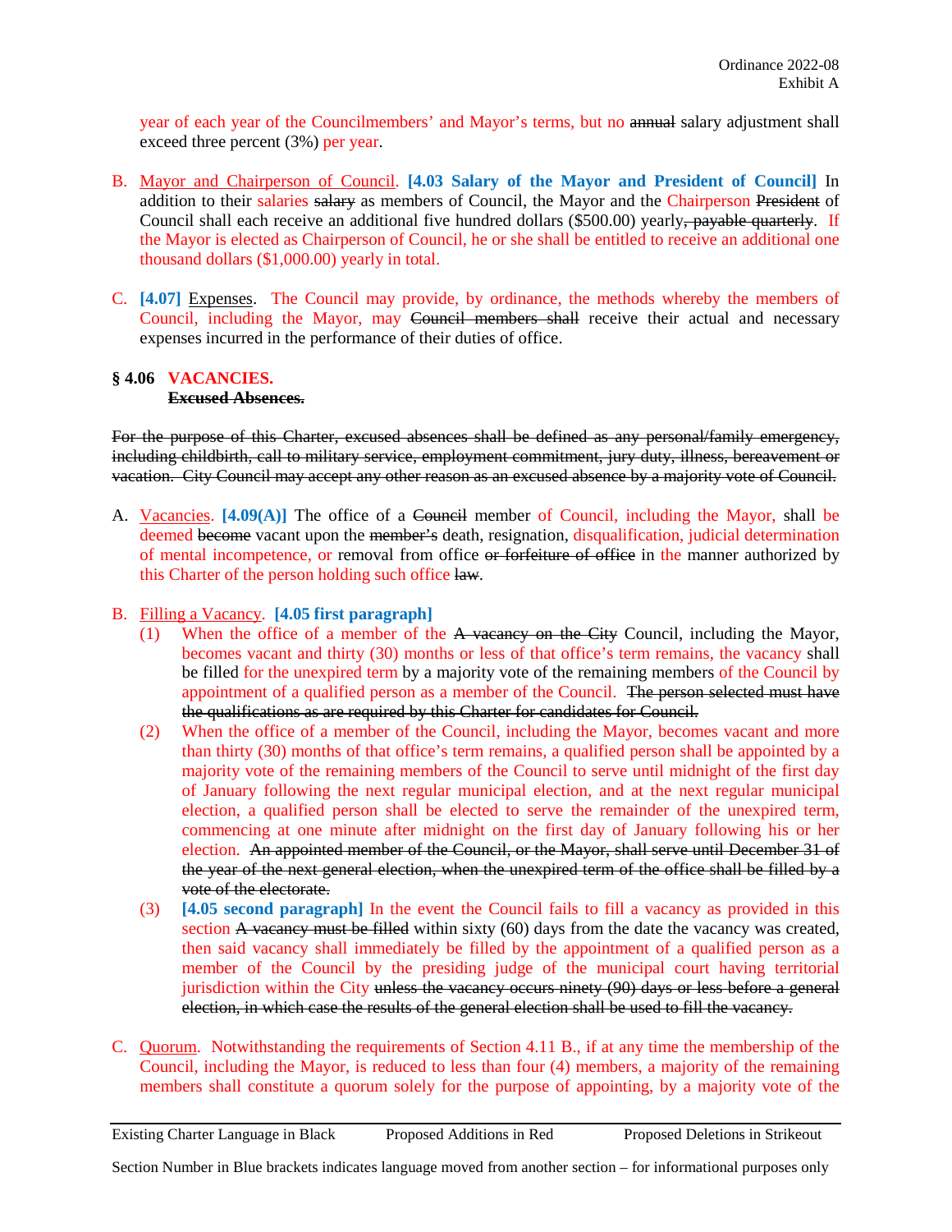year of each year of the Councilmembers' and Mayor's terms, but no ~~annual~~ salary adjustment shall exceed three percent (3%) per year.

B. Mayor and Chairperson of Council. **[4.03 Salary of the Mayor and President of Council]** In addition to their salaries ~~salary~~ as members of Council, the Mayor and the Chairperson ~~President~~ of Council shall each receive an additional five hundred dollars ($500.00) yearly~~, payable quarterly~~. If the Mayor is elected as Chairperson of Council, he or she shall be entitled to receive an additional one thousand dollars ($1,000.00) yearly in total.

C. **[4.07]** Expenses. The Council may provide, by ordinance, the methods whereby the members of Council, including the Mayor, may ~~Council members shall~~ receive their actual and necessary expenses incurred in the performance of their duties of office.

### § 4.06 VACANCIES.
~~**Excused Absences.**~~

~~For the purpose of this Charter, excused absences shall be defined as any personal/family emergency, including childbirth, call to military service, employment commitment, jury duty, illness, bereavement or vacation. City Council may accept any other reason as an excused absence by a majority vote of Council.~~

A. Vacancies. **[4.09(A)]** The office of a ~~Council~~ member of Council, including the Mayor, shall be deemed ~~become~~ vacant upon the ~~member's~~ death, resignation, disqualification, judicial determination of mental incompetence, or removal from office ~~or forfeiture of office~~ in the manner authorized by this Charter of the person holding such office ~~law~~.

B. Filling a Vacancy. **[4.05 first paragraph]**

(1) When the office of a member of the ~~A vacancy on the City~~ Council, including the Mayor, becomes vacant and thirty (30) months or less of that office's term remains, the vacancy shall be filled for the unexpired term by a majority vote of the remaining members of the Council by appointment of a qualified person as a member of the Council. ~~The person selected must have the qualifications as are required by this Charter for candidates for Council.~~

(2) When the office of a member of the Council, including the Mayor, becomes vacant and more than thirty (30) months of that office's term remains, a qualified person shall be appointed by a majority vote of the remaining members of the Council to serve until midnight of the first day of January following the next regular municipal election, and at the next regular municipal election, a qualified person shall be elected to serve the remainder of the unexpired term, commencing at one minute after midnight on the first day of January following his or her election. ~~An appointed member of the Council, or the Mayor, shall serve until December 31 of the year of the next general election, when the unexpired term of the office shall be filled by a vote of the electorate.~~

(3) **[4.05 second paragraph]** In the event the Council fails to fill a vacancy as provided in this section ~~A vacancy must be filled~~ within sixty (60) days from the date the vacancy was created, then said vacancy shall immediately be filled by the appointment of a qualified person as a member of the Council by the presiding judge of the municipal court having territorial jurisdiction within the City ~~unless the vacancy occurs ninety (90) days or less before a general election, in which case the results of the general election shall be used to fill the vacancy.~~

C. Quorum. Notwithstanding the requirements of Section 4.11 B., if at any time the membership of the Council, including the Mayor, is reduced to less than four (4) members, a majority of the remaining members shall constitute a quorum solely for the purpose of appointing, by a majority vote of the

Existing Charter Language in Black | Proposed Additions in Red | Proposed Deletions in Strikeout

Section Number in Blue brackets indicates language moved from another section – for informational purposes only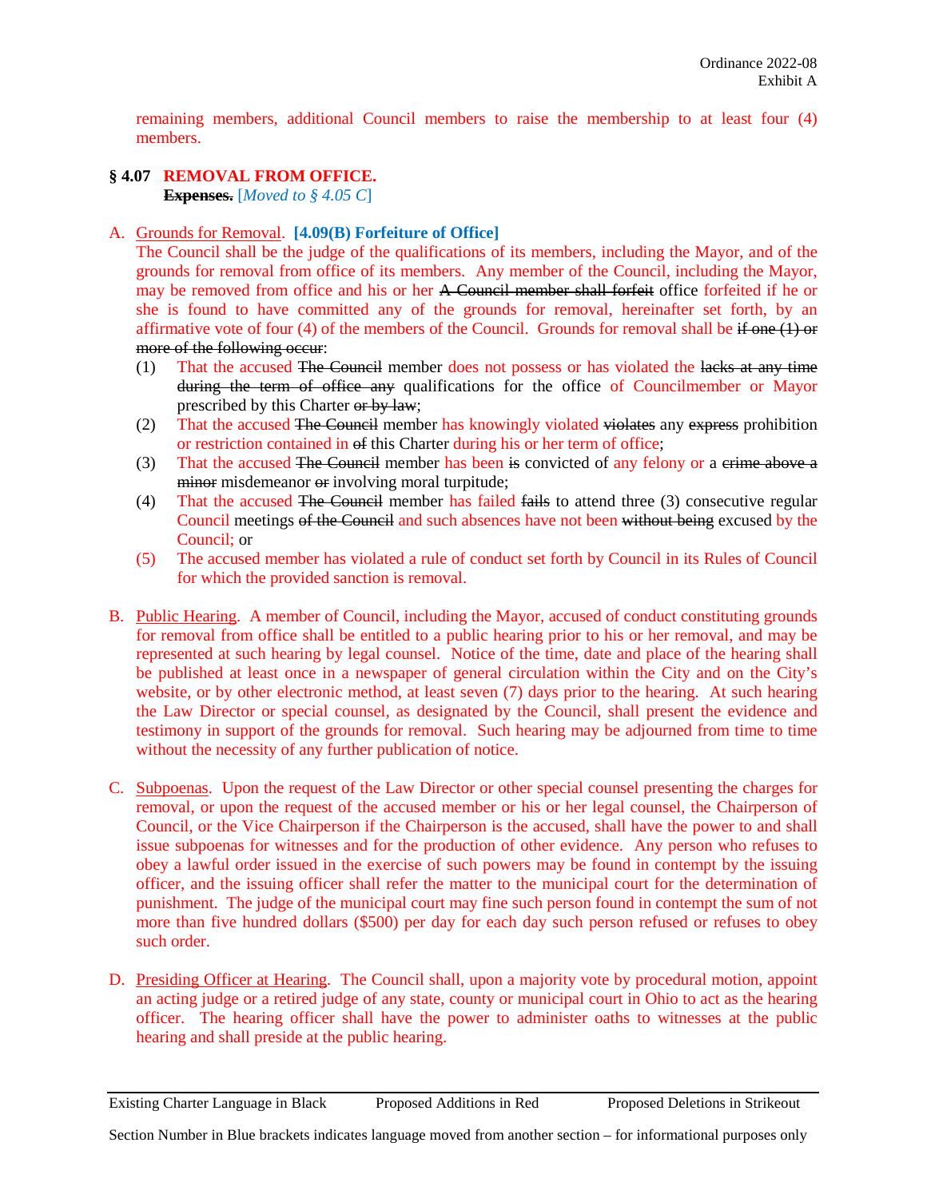remaining members, additional Council members to raise the membership to at least four (4) members.

## § 4.07 REMOVAL FROM OFFICE.

~~**Expenses.**~~ [*Moved to § 4.05 C*]

A. Grounds for Removal. **[4.09(B) Forfeiture of Office]**
The Council shall be the judge of the qualifications of its members, including the Mayor, and of the grounds for removal from office of its members. Any member of the Council, including the Mayor, may be removed from office and his or her ~~A Council member shall forfeit~~ office forfeited if he or she is found to have committed any of the grounds for removal, hereinafter set forth, by an affirmative vote of four (4) of the members of the Council. Grounds for removal shall be ~~if one (1) or more of the following occur~~:

   (1) That the accused ~~The Council~~ member does not possess or has violated the ~~lacks at any time during the term of office any~~ qualifications for the office of Councilmember or Mayor prescribed by this Charter ~~or by law~~;

   (2) That the accused ~~The Council~~ member has knowingly violated ~~violates~~ any ~~express~~ prohibition or restriction contained in ~~of~~ this Charter during his or her term of office;

   (3) That the accused ~~The Council~~ member has been ~~is~~ convicted of any felony or a ~~crime above a minor~~ misdemeanor ~~or~~ involving moral turpitude;

   (4) That the accused ~~The Council~~ member has failed ~~fails~~ to attend three (3) consecutive regular Council meetings ~~of the Council~~ and such absences have not been ~~without being~~ excused by the Council; or

   (5) The accused member has violated a rule of conduct set forth by Council in its Rules of Council for which the provided sanction is removal.

B. Public Hearing. A member of Council, including the Mayor, accused of conduct constituting grounds for removal from office shall be entitled to a public hearing prior to his or her removal, and may be represented at such hearing by legal counsel. Notice of the time, date and place of the hearing shall be published at least once in a newspaper of general circulation within the City and on the City's website, or by other electronic method, at least seven (7) days prior to the hearing. At such hearing the Law Director or special counsel, as designated by the Council, shall present the evidence and testimony in support of the grounds for removal. Such hearing may be adjourned from time to time without the necessity of any further publication of notice.

C. Subpoenas. Upon the request of the Law Director or other special counsel presenting the charges for removal, or upon the request of the accused member or his or her legal counsel, the Chairperson of Council, or the Vice Chairperson if the Chairperson is the accused, shall have the power to and shall issue subpoenas for witnesses and for the production of other evidence. Any person who refuses to obey a lawful order issued in the exercise of such powers may be found in contempt by the issuing officer, and the issuing officer shall refer the matter to the municipal court for the determination of punishment. The judge of the municipal court may fine such person found in contempt the sum of not more than five hundred dollars ($500) per day for each day such person refused or refuses to obey such order.

D. Presiding Officer at Hearing. The Council shall, upon a majority vote by procedural motion, appoint an acting judge or a retired judge of any state, county or municipal court in Ohio to act as the hearing officer. The hearing officer shall have the power to administer oaths to witnesses at the public hearing and shall preside at the public hearing.

Existing Charter Language in Black     Proposed Additions in Red     Proposed Deletions in Strikeout

Section Number in Blue brackets indicates language moved from another section – for informational purposes only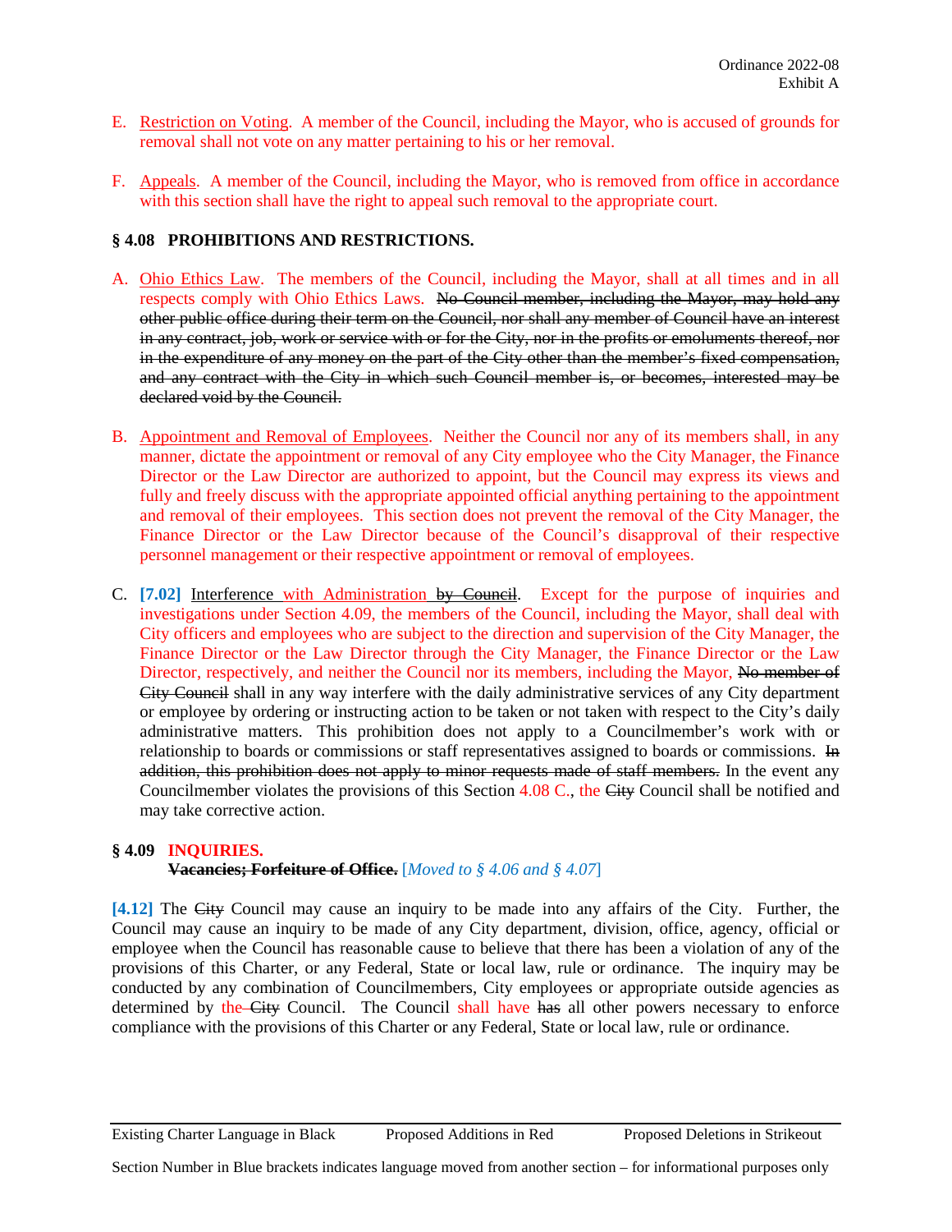E. Restriction on Voting. A member of the Council, including the Mayor, who is accused of grounds for removal shall not vote on any matter pertaining to his or her removal.

F. Appeals. A member of the Council, including the Mayor, who is removed from office in accordance with this section shall have the right to appeal such removal to the appropriate court.

### § 4.08 PROHIBITIONS AND RESTRICTIONS.

A. Ohio Ethics Law. The members of the Council, including the Mayor, shall at all times and in all respects comply with Ohio Ethics Laws. ~~No Council member, including the Mayor, may hold any other public office during their term on the Council, nor shall any member of Council have an interest in any contract, job, work or service with or for the City, nor in the profits or emoluments thereof, nor in the expenditure of any money on the part of the City other than the member's fixed compensation, and any contract with the City in which such Council member is, or becomes, interested may be declared void by the Council.~~

B. Appointment and Removal of Employees. Neither the Council nor any of its members shall, in any manner, dictate the appointment or removal of any City employee who the City Manager, the Finance Director or the Law Director are authorized to appoint, but the Council may express its views and fully and freely discuss with the appropriate appointed official anything pertaining to the appointment and removal of their employees. This section does not prevent the removal of the City Manager, the Finance Director or the Law Director because of the Council's disapproval of their respective personnel management or their respective appointment or removal of employees.

C. **[7.02]** Interference with Administration ~~by Council~~. Except for the purpose of inquiries and investigations under Section 4.09, the members of the Council, including the Mayor, shall deal with City officers and employees who are subject to the direction and supervision of the City Manager, the Finance Director or the Law Director through the City Manager, the Finance Director or the Law Director, respectively, and neither the Council nor its members, including the Mayor, ~~No member of City Council~~ shall in any way interfere with the daily administrative services of any City department or employee by ordering or instructing action to be taken or not taken with respect to the City's daily administrative matters. This prohibition does not apply to a Councilmember's work with or relationship to boards or commissions or staff representatives assigned to boards or commissions. ~~In addition, this prohibition does not apply to minor requests made of staff members.~~ In the event any Councilmember violates the provisions of this Section 4.08 C., the ~~City~~ Council shall be notified and may take corrective action.

### § 4.09 INQUIRIES.
~~**Vacancies; Forfeiture of Office.**~~ [*Moved to § 4.06 and § 4.07*]

**[4.12]** The ~~City~~ Council may cause an inquiry to be made into any affairs of the City. Further, the Council may cause an inquiry to be made of any City department, division, office, agency, official or employee when the Council has reasonable cause to believe that there has been a violation of any of the provisions of this Charter, or any Federal, State or local law, rule or ordinance. The inquiry may be conducted by any combination of Councilmembers, City employees or appropriate outside agencies as determined by the ~~City~~ Council. The Council shall have ~~has~~ all other powers necessary to enforce compliance with the provisions of this Charter or any Federal, State or local law, rule or ordinance.

Existing Charter Language in Black | Proposed Additions in Red | Proposed Deletions in Strikeout

Section Number in Blue brackets indicates language moved from another section – for informational purposes only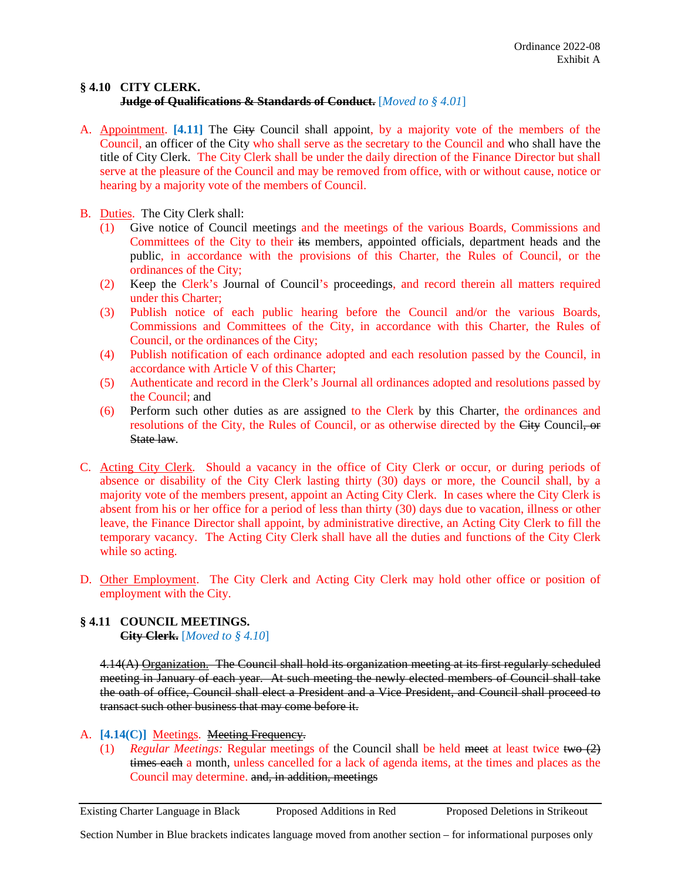Ordinance 2022-08
Exhibit A

### § 4.10 CITY CLERK.

~~**Judge of Qualifications & Standards of Conduct.**~~ [*Moved to § 4.01*]

A. Appointment. **[4.11]** The ~~City~~ Council shall appoint, by a majority vote of the members of the Council, an officer of the City who shall serve as the secretary to the Council and who shall have the title of City Clerk. The City Clerk shall be under the daily direction of the Finance Director but shall serve at the pleasure of the Council and may be removed from office, with or without cause, notice or hearing by a majority vote of the members of Council.

B. Duties. The City Clerk shall:
   1. Give notice of Council meetings and the meetings of the various Boards, Commissions and Committees of the City to their ~~its~~ members, appointed officials, department heads and the public, in accordance with the provisions of this Charter, the Rules of Council, or the ordinances of the City;
   2. Keep the Clerk's Journal of Council's proceedings, and record therein all matters required under this Charter;
   3. Publish notice of each public hearing before the Council and/or the various Boards, Commissions and Committees of the City, in accordance with this Charter, the Rules of Council, or the ordinances of the City;
   4. Publish notification of each ordinance adopted and each resolution passed by the Council, in accordance with Article V of this Charter;
   5. Authenticate and record in the Clerk's Journal all ordinances adopted and resolutions passed by the Council; and
   6. Perform such other duties as are assigned to the Clerk by this Charter, the ordinances and resolutions of the City, the Rules of Council, or as otherwise directed by the ~~City~~ Council~~, or State law~~.

C. Acting City Clerk. Should a vacancy in the office of City Clerk or occur, or during periods of absence or disability of the City Clerk lasting thirty (30) days or more, the Council shall, by a majority vote of the members present, appoint an Acting City Clerk. In cases where the City Clerk is absent from his or her office for a period of less than thirty (30) days due to vacation, illness or other leave, the Finance Director shall appoint, by administrative directive, an Acting City Clerk to fill the temporary vacancy. The Acting City Clerk shall have all the duties and functions of the City Clerk while so acting.

D. Other Employment. The City Clerk and Acting City Clerk may hold other office or position of employment with the City.

### § 4.11 COUNCIL MEETINGS.

~~**City Clerk.**~~ [*Moved to § 4.10*]

~~4.14(A) Organization. The Council shall hold its organization meeting at its first regularly scheduled meeting in January of each year. At such meeting the newly elected members of Council shall take the oath of office, Council shall elect a President and a Vice President, and Council shall proceed to transact such other business that may come before it.~~

A. **[4.14(C)]** Meetings. ~~Meeting Frequency.~~
   1. *Regular Meetings:* Regular meetings of the Council shall be held ~~meet~~ at least twice ~~two (2) times each~~ a month, unless cancelled for a lack of agenda items, at the times and places as the Council may determine. ~~and, in addition, meetings~~

Existing Charter Language in Black — Proposed Additions in Red — Proposed Deletions in Strikeout

Section Number in Blue brackets indicates language moved from another section – for informational purposes only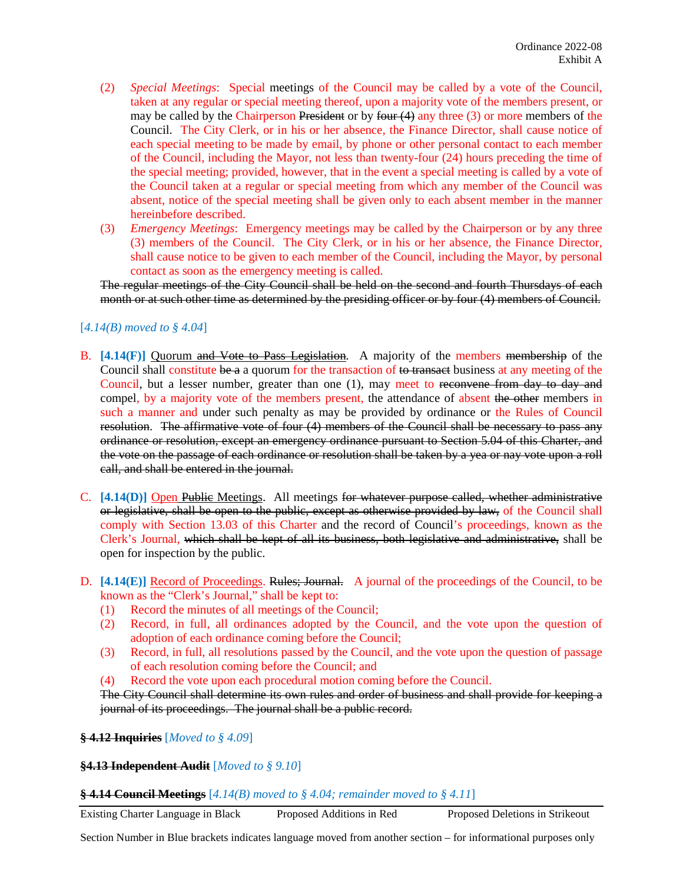(2) *Special Meetings*: Special meetings of the Council may be called by a vote of the Council, taken at any regular or special meeting thereof, upon a majority vote of the members present, or may be called by the Chairperson ~~President~~ or by ~~four (4)~~ any three (3) or more members of the Council. The City Clerk, or in his or her absence, the Finance Director, shall cause notice of each special meeting to be made by email, by phone or other personal contact to each member of the Council, including the Mayor, not less than twenty-four (24) hours preceding the time of the special meeting; provided, however, that in the event a special meeting is called by a vote of the Council taken at a regular or special meeting from which any member of the Council was absent, notice of the special meeting shall be given only to each absent member in the manner hereinbefore described.

(3) *Emergency Meetings*: Emergency meetings may be called by the Chairperson or by any three (3) members of the Council. The City Clerk, or in his or her absence, the Finance Director, shall cause notice to be given to each member of the Council, including the Mayor, by personal contact as soon as the emergency meeting is called.

~~The regular meetings of the City Council shall be held on the second and fourth Thursdays of each month or at such other time as determined by the presiding officer or by four (4) members of Council.~~

[*4.14(B) moved to § 4.04*]

B. **[4.14(F)]** Quorum ~~and Vote to Pass Legislation~~. A majority of the members ~~membership~~ of the Council shall constitute ~~be a~~ a quorum for the transaction of ~~to transact~~ business at any meeting of the Council, but a lesser number, greater than one (1), may meet to ~~reconvene from day to day and~~ compel, by a majority vote of the members present, the attendance of absent ~~the other~~ members in such a manner and under such penalty as may be provided by ordinance or the Rules of Council ~~resolution~~. ~~The affirmative vote of four (4) members of the Council shall be necessary to pass any ordinance or resolution, except an emergency ordinance pursuant to Section 5.04 of this Charter, and the vote on the passage of each ordinance or resolution shall be taken by a yea or nay vote upon a roll call, and shall be entered in the journal.~~

C. **[4.14(D)]** Open ~~Public~~ Meetings. All meetings ~~for whatever purpose called, whether administrative or legislative, shall be open to the public, except as otherwise provided by law,~~ of the Council shall comply with Section 13.03 of this Charter and the record of Council's proceedings, known as the Clerk's Journal, ~~which shall be kept of all its business, both legislative and administrative,~~ shall be open for inspection by the public.

D. **[4.14(E)]** Record of Proceedings. ~~Rules; Journal.~~ A journal of the proceedings of the Council, to be known as the "Clerk's Journal," shall be kept to:

(1) Record the minutes of all meetings of the Council;
(2) Record, in full, all ordinances adopted by the Council, and the vote upon the question of adoption of each ordinance coming before the Council;
(3) Record, in full, all resolutions passed by the Council, and the vote upon the question of passage of each resolution coming before the Council; and
(4) Record the vote upon each procedural motion coming before the Council.

~~The City Council shall determine its own rules and order of business and shall provide for keeping a journal of its proceedings. The journal shall be a public record.~~

**~~§ 4.12 Inquiries~~** [*Moved to § 4.09*]

**~~§4.13 Independent Audit~~** [*Moved to § 9.10*]

**~~§ 4.14 Council Meetings~~** [*4.14(B) moved to § 4.04; remainder moved to § 4.11*]

Existing Charter Language in Black | Proposed Additions in Red | Proposed Deletions in Strikeout

Section Number in Blue brackets indicates language moved from another section – for informational purposes only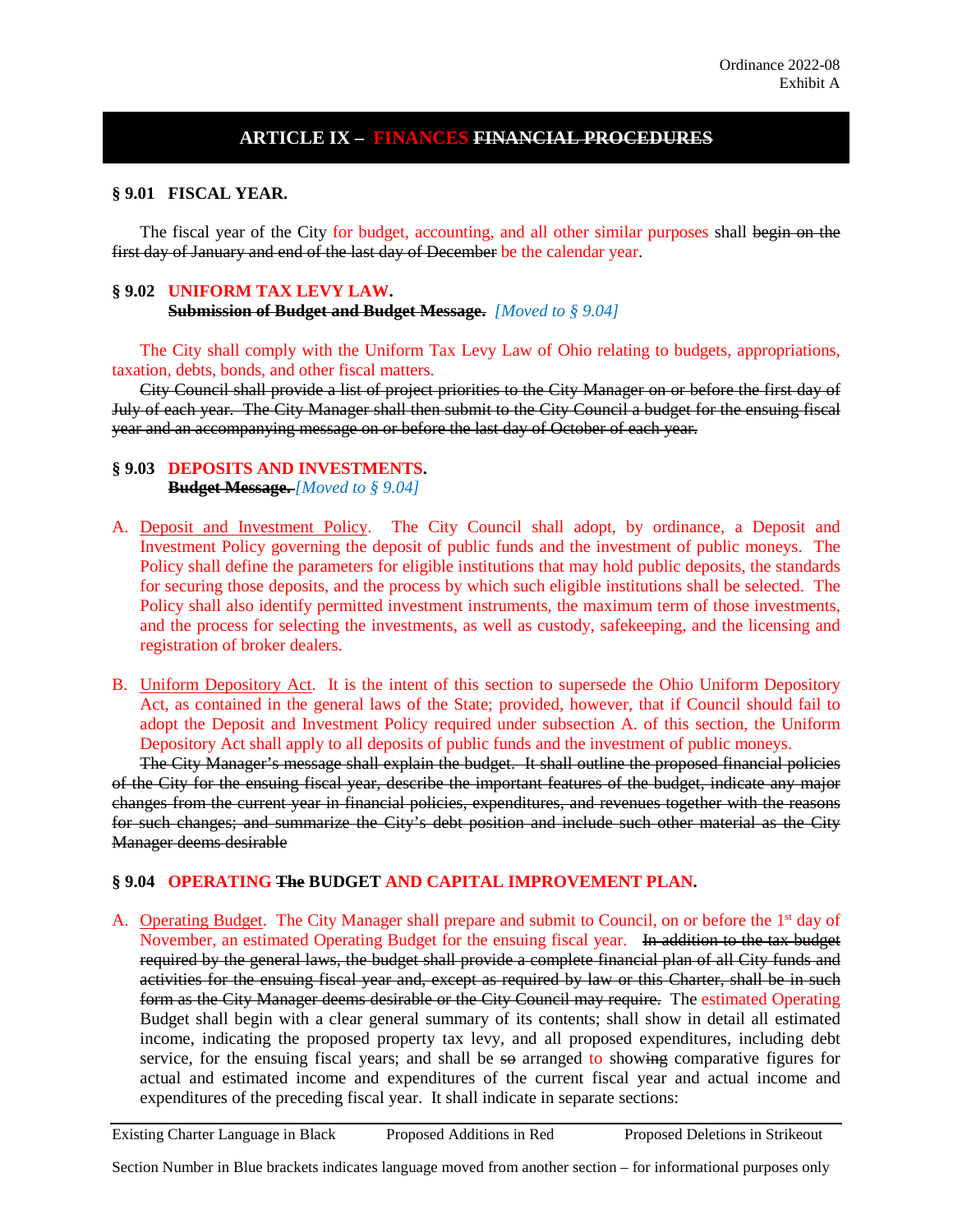Ordinance 2022-08
Exhibit A

# ARTICLE IX – FINANCES ~~FINANCIAL PROCEDURES~~

### § 9.01 FISCAL YEAR.

The fiscal year of the City for budget, accounting, and all other similar purposes shall ~~begin on the first day of January and end of the last day of December~~ be the calendar year.

### § 9.02 UNIFORM TAX LEVY LAW.
~~**Submission of Budget and Budget Message.**~~ *[Moved to § 9.04]*

The City shall comply with the Uniform Tax Levy Law of Ohio relating to budgets, appropriations, taxation, debts, bonds, and other fiscal matters.

~~City Council shall provide a list of project priorities to the City Manager on or before the first day of July of each year. The City Manager shall then submit to the City Council a budget for the ensuing fiscal year and an accompanying message on or before the last day of October of each year.~~

### § 9.03 DEPOSITS AND INVESTMENTS.
~~**Budget Message.**~~ *[Moved to § 9.04]*

A. Deposit and Investment Policy. The City Council shall adopt, by ordinance, a Deposit and Investment Policy governing the deposit of public funds and the investment of public moneys. The Policy shall define the parameters for eligible institutions that may hold public deposits, the standards for securing those deposits, and the process by which such eligible institutions shall be selected. The Policy shall also identify permitted investment instruments, the maximum term of those investments, and the process for selecting the investments, as well as custody, safekeeping, and the licensing and registration of broker dealers.

B. Uniform Depository Act. It is the intent of this section to supersede the Ohio Uniform Depository Act, as contained in the general laws of the State; provided, however, that if Council should fail to adopt the Deposit and Investment Policy required under subsection A. of this section, the Uniform Depository Act shall apply to all deposits of public funds and the investment of public moneys.

~~The City Manager's message shall explain the budget. It shall outline the proposed financial policies of the City for the ensuing fiscal year, describe the important features of the budget, indicate any major changes from the current year in financial policies, expenditures, and revenues together with the reasons for such changes; and summarize the City's debt position and include such other material as the City Manager deems desirable~~

### § 9.04 OPERATING ~~The~~ BUDGET AND CAPITAL IMPROVEMENT PLAN.

A. Operating Budget. The City Manager shall prepare and submit to Council, on or before the 1st day of November, an estimated Operating Budget for the ensuing fiscal year. ~~In addition to the tax budget required by the general laws, the budget shall provide a complete financial plan of all City funds and activities for the ensuing fiscal year and, except as required by law or this Charter, shall be in such form as the City Manager deems desirable or the City Council may require.~~ The estimated Operating Budget shall begin with a clear general summary of its contents; shall show in detail all estimated income, indicating the proposed property tax levy, and all proposed expenditures, including debt service, for the ensuing fiscal years; and shall be ~~so~~ arranged to show~~ing~~ comparative figures for actual and estimated income and expenditures of the current fiscal year and actual income and expenditures of the preceding fiscal year. It shall indicate in separate sections:

Existing Charter Language in Black | Proposed Additions in Red | Proposed Deletions in Strikeout

Section Number in Blue brackets indicates language moved from another section – for informational purposes only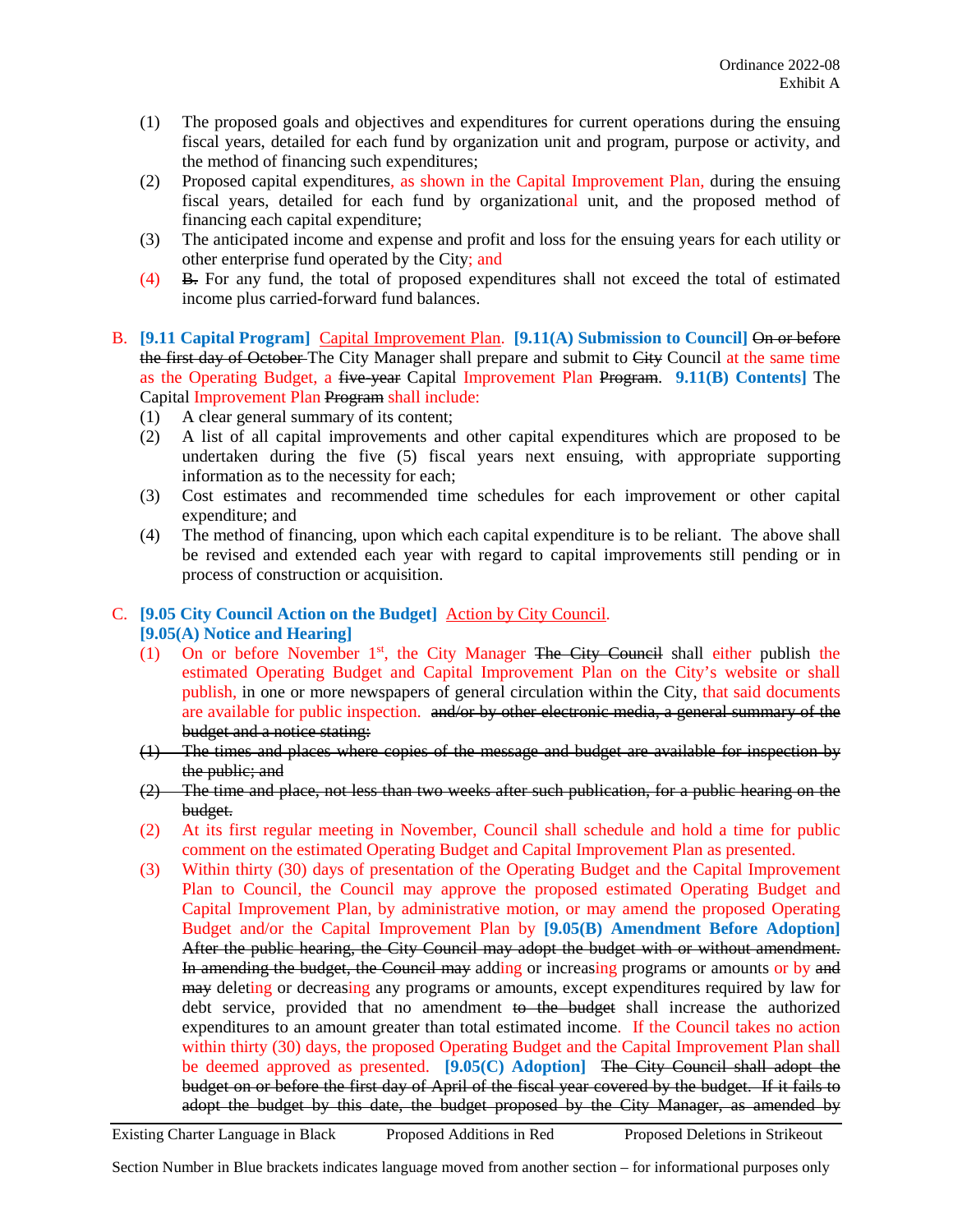(1) The proposed goals and objectives and expenditures for current operations during the ensuing fiscal years, detailed for each fund by organization unit and program, purpose or activity, and the method of financing such expenditures;

(2) Proposed capital expenditures, as shown in the Capital Improvement Plan, during the ensuing fiscal years, detailed for each fund by organizational unit, and the proposed method of financing each capital expenditure;

(3) The anticipated income and expense and profit and loss for the ensuing years for each utility or other enterprise fund operated by the City; and

(4) ~~B.~~ For any fund, the total of proposed expenditures shall not exceed the total of estimated income plus carried-forward fund balances.

B. **[9.11 Capital Program]** Capital Improvement Plan. **[9.11(A) Submission to Council]** ~~On or before the first day of October~~ The City Manager shall prepare and submit to ~~City~~ Council at the same time as the Operating Budget, a ~~five-year~~ Capital Improvement Plan ~~Program~~. **9.11(B) Contents]** The Capital Improvement Plan ~~Program~~ shall include:

(1) A clear general summary of its content;

(2) A list of all capital improvements and other capital expenditures which are proposed to be undertaken during the five (5) fiscal years next ensuing, with appropriate supporting information as to the necessity for each;

(3) Cost estimates and recommended time schedules for each improvement or other capital expenditure; and

(4) The method of financing, upon which each capital expenditure is to be reliant. The above shall be revised and extended each year with regard to capital improvements still pending or in process of construction or acquisition.

C. **[9.05 City Council Action on the Budget]** Action by City Council.
**[9.05(A) Notice and Hearing]**

(1) On or before November 1st, the City Manager ~~The City Council~~ shall either publish the estimated Operating Budget and Capital Improvement Plan on the City's website or shall publish, in one or more newspapers of general circulation within the City, that said documents are available for public inspection. ~~and/or by other electronic media, a general summary of the budget and a notice stating:~~

~~(1) The times and places where copies of the message and budget are available for inspection by the public; and~~

~~(2) The time and place, not less than two weeks after such publication, for a public hearing on the budget.~~

(2) At its first regular meeting in November, Council shall schedule and hold a time for public comment on the estimated Operating Budget and Capital Improvement Plan as presented.

(3) Within thirty (30) days of presentation of the Operating Budget and the Capital Improvement Plan to Council, the Council may approve the proposed estimated Operating Budget and Capital Improvement Plan, by administrative motion, or may amend the proposed Operating Budget and/or the Capital Improvement Plan by **[9.05(B) Amendment Before Adoption]** ~~After the public hearing, the City Council may adopt the budget with or without amendment. In amending the budget, the Council may~~ adding or increasing programs or amounts or by ~~and may~~ deleting or decreasing any programs or amounts, except expenditures required by law for debt service, provided that no amendment ~~to the budget~~ shall increase the authorized expenditures to an amount greater than total estimated income. If the Council takes no action within thirty (30) days, the proposed Operating Budget and the Capital Improvement Plan shall be deemed approved as presented. **[9.05(C) Adoption]** ~~The City Council shall adopt the budget on or before the first day of April of the fiscal year covered by the budget. If it fails to adopt the budget by this date, the budget proposed by the City Manager, as amended by~~

Existing Charter Language in Black — Proposed Additions in Red — Proposed Deletions in Strikeout

Section Number in Blue brackets indicates language moved from another section – for informational purposes only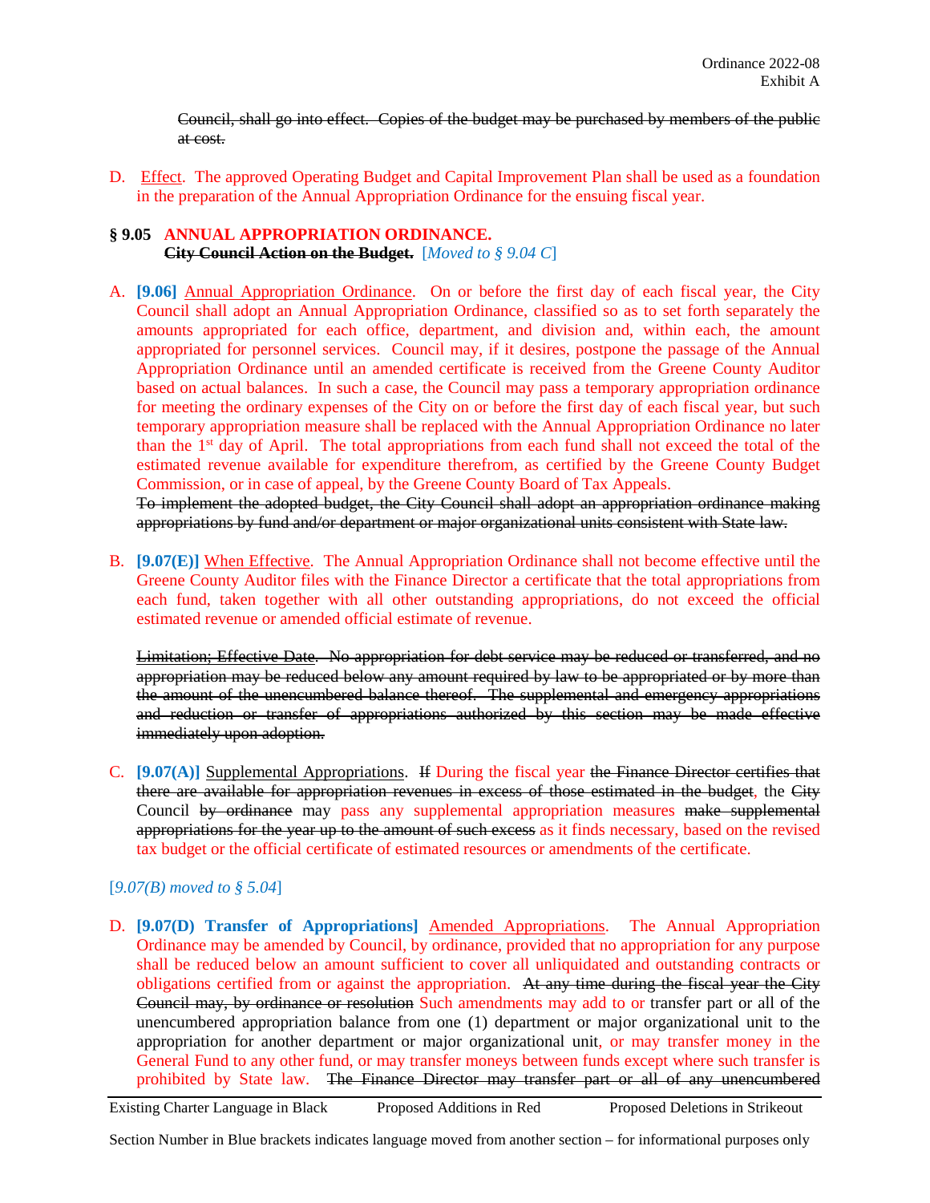~~Council, shall go into effect. Copies of the budget may be purchased by members of the public at cost.~~

D. Effect. The approved Operating Budget and Capital Improvement Plan shall be used as a foundation in the preparation of the Annual Appropriation Ordinance for the ensuing fiscal year.

### § 9.05 ANNUAL APPROPRIATION ORDINANCE.
~~**City Council Action on the Budget.**~~ [*Moved to § 9.04 C*]

A. **[9.06]** Annual Appropriation Ordinance. On or before the first day of each fiscal year, the City Council shall adopt an Annual Appropriation Ordinance, classified so as to set forth separately the amounts appropriated for each office, department, and division and, within each, the amount appropriated for personnel services. Council may, if it desires, postpone the passage of the Annual Appropriation Ordinance until an amended certificate is received from the Greene County Auditor based on actual balances. In such a case, the Council may pass a temporary appropriation ordinance for meeting the ordinary expenses of the City on or before the first day of each fiscal year, but such temporary appropriation measure shall be replaced with the Annual Appropriation Ordinance no later than the 1st day of April. The total appropriations from each fund shall not exceed the total of the estimated revenue available for expenditure therefrom, as certified by the Greene County Budget Commission, or in case of appeal, by the Greene County Board of Tax Appeals.
~~To implement the adopted budget, the City Council shall adopt an appropriation ordinance making appropriations by fund and/or department or major organizational units consistent with State law.~~

B. **[9.07(E)]** When Effective. The Annual Appropriation Ordinance shall not become effective until the Greene County Auditor files with the Finance Director a certificate that the total appropriations from each fund, taken together with all other outstanding appropriations, do not exceed the official estimated revenue or amended official estimate of revenue.

~~Limitation; Effective Date. No appropriation for debt service may be reduced or transferred, and no appropriation may be reduced below any amount required by law to be appropriated or by more than the amount of the unencumbered balance thereof. The supplemental and emergency appropriations and reduction or transfer of appropriations authorized by this section may be made effective immediately upon adoption.~~

C. **[9.07(A)]** Supplemental Appropriations. ~~If~~ During the fiscal year ~~the Finance Director certifies that there are available for appropriation revenues in excess of those estimated in the budget~~, the ~~City~~ Council ~~by ordinance~~ may pass any supplemental appropriation measures ~~make supplemental appropriations for the year up to the amount of such excess~~ as it finds necessary, based on the revised tax budget or the official certificate of estimated resources or amendments of the certificate.

[*9.07(B) moved to § 5.04*]

D. **[9.07(D) Transfer of Appropriations]** Amended Appropriations. The Annual Appropriation Ordinance may be amended by Council, by ordinance, provided that no appropriation for any purpose shall be reduced below an amount sufficient to cover all unliquidated and outstanding contracts or obligations certified from or against the appropriation. ~~At any time during the fiscal year the City Council may, by ordinance or resolution~~ Such amendments may add to or transfer part or all of the unencumbered appropriation balance from one (1) department or major organizational unit to the appropriation for another department or major organizational unit, or may transfer money in the General Fund to any other fund, or may transfer moneys between funds except where such transfer is prohibited by State law. ~~The Finance Director may transfer part or all of any unencumbered~~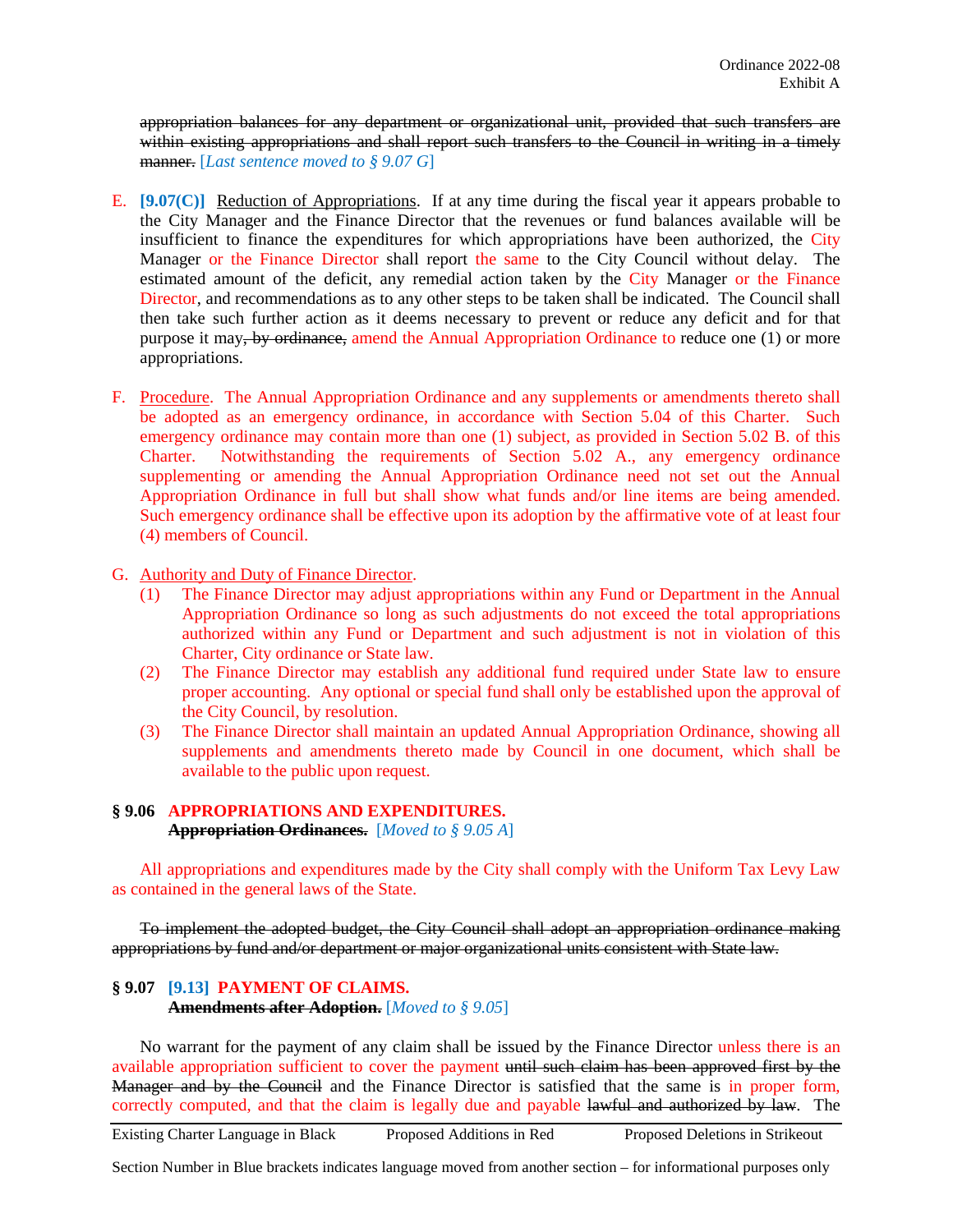~~appropriation balances for any department or organizational unit, provided that such transfers are within existing appropriations and shall report such transfers to the Council in writing in a timely manner.~~ [*Last sentence moved to § 9.07 G*]

E. **[9.07(C)]** Reduction of Appropriations. If at any time during the fiscal year it appears probable to the City Manager and the Finance Director that the revenues or fund balances available will be insufficient to finance the expenditures for which appropriations have been authorized, the City Manager or the Finance Director shall report the same to the City Council without delay. The estimated amount of the deficit, any remedial action taken by the City Manager or the Finance Director, and recommendations as to any other steps to be taken shall be indicated. The Council shall then take such further action as it deems necessary to prevent or reduce any deficit and for that purpose it may~~, by ordinance,~~ amend the Annual Appropriation Ordinance to reduce one (1) or more appropriations.

F. Procedure. The Annual Appropriation Ordinance and any supplements or amendments thereto shall be adopted as an emergency ordinance, in accordance with Section 5.04 of this Charter. Such emergency ordinance may contain more than one (1) subject, as provided in Section 5.02 B. of this Charter. Notwithstanding the requirements of Section 5.02 A., any emergency ordinance supplementing or amending the Annual Appropriation Ordinance need not set out the Annual Appropriation Ordinance in full but shall show what funds and/or line items are being amended. Such emergency ordinance shall be effective upon its adoption by the affirmative vote of at least four (4) members of Council.

G. Authority and Duty of Finance Director.
   (1) The Finance Director may adjust appropriations within any Fund or Department in the Annual Appropriation Ordinance so long as such adjustments do not exceed the total appropriations authorized within any Fund or Department and such adjustment is not in violation of this Charter, City ordinance or State law.
   (2) The Finance Director may establish any additional fund required under State law to ensure proper accounting. Any optional or special fund shall only be established upon the approval of the City Council, by resolution.
   (3) The Finance Director shall maintain an updated Annual Appropriation Ordinance, showing all supplements and amendments thereto made by Council in one document, which shall be available to the public upon request.

### § 9.06 APPROPRIATIONS AND EXPENDITURES.
**~~Appropriation Ordinances.~~** [*Moved to § 9.05 A*]

All appropriations and expenditures made by the City shall comply with the Uniform Tax Levy Law as contained in the general laws of the State.

~~To implement the adopted budget, the City Council shall adopt an appropriation ordinance making appropriations by fund and/or department or major organizational units consistent with State law.~~

### § 9.07 [9.13] PAYMENT OF CLAIMS.
**~~Amendments after Adoption.~~** [*Moved to § 9.05*]

No warrant for the payment of any claim shall be issued by the Finance Director unless there is an available appropriation sufficient to cover the payment ~~until such claim has been approved first by the Manager and by the Council~~ and the Finance Director is satisfied that the same is in proper form, correctly computed, and that the claim is legally due and payable ~~lawful and authorized by law~~. The

---

Existing Charter Language in Black | Proposed Additions in Red | Proposed Deletions in Strikeout

Section Number in Blue brackets indicates language moved from another section – for informational purposes only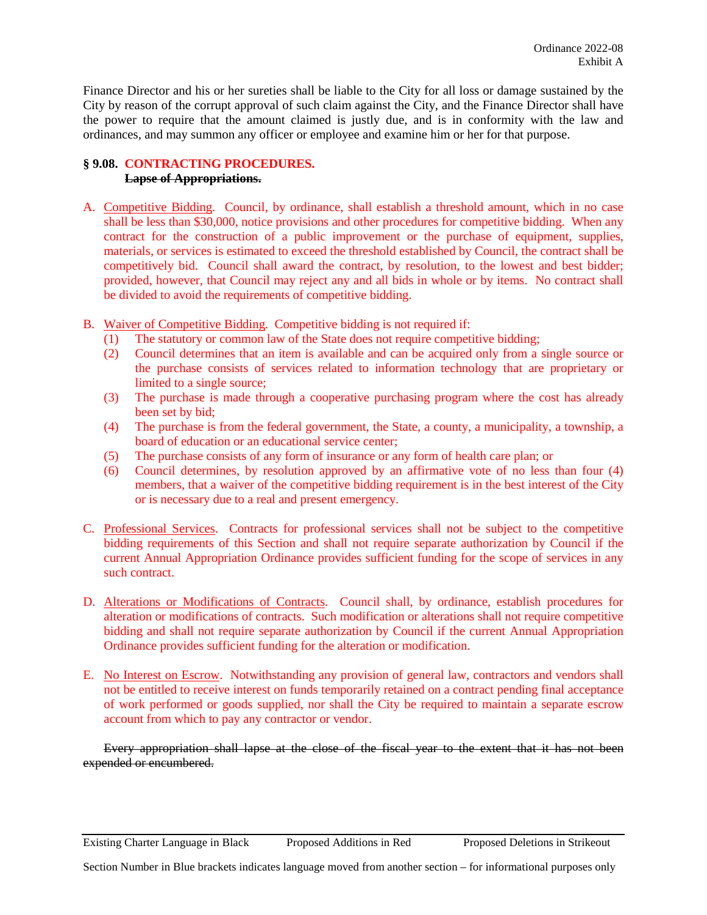Finance Director and his or her sureties shall be liable to the City for all loss or damage sustained by the City by reason of the corrupt approval of such claim against the City, and the Finance Director shall have the power to require that the amount claimed is justly due, and is in conformity with the law and ordinances, and may summon any officer or employee and examine him or her for that purpose.

**§ 9.08. CONTRACTING PROCEDURES.**
~~**Lapse of Appropriations.**~~

A. Competitive Bidding. Council, by ordinance, shall establish a threshold amount, which in no case shall be less than $30,000, notice provisions and other procedures for competitive bidding. When any contract for the construction of a public improvement or the purchase of equipment, supplies, materials, or services is estimated to exceed the threshold established by Council, the contract shall be competitively bid. Council shall award the contract, by resolution, to the lowest and best bidder; provided, however, that Council may reject any and all bids in whole or by items. No contract shall be divided to avoid the requirements of competitive bidding.

B. Waiver of Competitive Bidding. Competitive bidding is not required if:
   (1) The statutory or common law of the State does not require competitive bidding;
   (2) Council determines that an item is available and can be acquired only from a single source or the purchase consists of services related to information technology that are proprietary or limited to a single source;
   (3) The purchase is made through a cooperative purchasing program where the cost has already been set by bid;
   (4) The purchase is from the federal government, the State, a county, a municipality, a township, a board of education or an educational service center;
   (5) The purchase consists of any form of insurance or any form of health care plan; or
   (6) Council determines, by resolution approved by an affirmative vote of no less than four (4) members, that a waiver of the competitive bidding requirement is in the best interest of the City or is necessary due to a real and present emergency.

C. Professional Services. Contracts for professional services shall not be subject to the competitive bidding requirements of this Section and shall not require separate authorization by Council if the current Annual Appropriation Ordinance provides sufficient funding for the scope of services in any such contract.

D. Alterations or Modifications of Contracts. Council shall, by ordinance, establish procedures for alteration or modifications of contracts. Such modification or alterations shall not require competitive bidding and shall not require separate authorization by Council if the current Annual Appropriation Ordinance provides sufficient funding for the alteration or modification.

E. No Interest on Escrow. Notwithstanding any provision of general law, contractors and vendors shall not be entitled to receive interest on funds temporarily retained on a contract pending final acceptance of work performed or goods supplied, nor shall the City be required to maintain a separate escrow account from which to pay any contractor or vendor.

~~Every appropriation shall lapse at the close of the fiscal year to the extent that it has not been expended or encumbered.~~

Existing Charter Language in Black  Proposed Additions in Red  Proposed Deletions in Strikeout

Section Number in Blue brackets indicates language moved from another section – for informational purposes only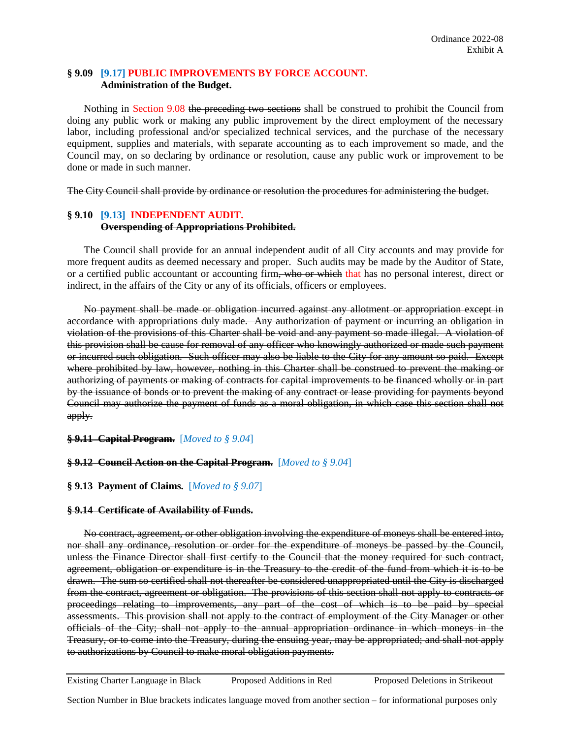Ordinance 2022-08
Exhibit A

**§ 9.09 [9.17] PUBLIC IMPROVEMENTS BY FORCE ACCOUNT.**
~~**Administration of the Budget.**~~

Nothing in Section 9.08 ~~the preceding two sections~~ shall be construed to prohibit the Council from doing any public work or making any public improvement by the direct employment of the necessary labor, including professional and/or specialized technical services, and the purchase of the necessary equipment, supplies and materials, with separate accounting as to each improvement so made, and the Council may, on so declaring by ordinance or resolution, cause any public work or improvement to be done or made in such manner.

~~The City Council shall provide by ordinance or resolution the procedures for administering the budget.~~

**§ 9.10 [9.13] INDEPENDENT AUDIT.**
~~**Overspending of Appropriations Prohibited.**~~

The Council shall provide for an annual independent audit of all City accounts and may provide for more frequent audits as deemed necessary and proper. Such audits may be made by the Auditor of State, or a certified public accountant or accounting firm~~, who or which~~ that has no personal interest, direct or indirect, in the affairs of the City or any of its officials, officers or employees.

~~No payment shall be made or obligation incurred against any allotment or appropriation except in accordance with appropriations duly made. Any authorization of payment or incurring an obligation in violation of the provisions of this Charter shall be void and any payment so made illegal. A violation of this provision shall be cause for removal of any officer who knowingly authorized or made such payment or incurred such obligation. Such officer may also be liable to the City for any amount so paid. Except where prohibited by law, however, nothing in this Charter shall be construed to prevent the making or authorizing of payments or making of contracts for capital improvements to be financed wholly or in part by the issuance of bonds or to prevent the making of any contract or lease providing for payments beyond Council may authorize the payment of funds as a moral obligation, in which case this section shall not apply.~~

~~**§ 9.11 Capital Program.**~~ [*Moved to § 9.04*]

~~**§ 9.12 Council Action on the Capital Program.**~~ [*Moved to § 9.04*]

~~**§ 9.13 Payment of Claims.**~~ [*Moved to § 9.07*]

~~**§ 9.14 Certificate of Availability of Funds.**~~

~~No contract, agreement, or other obligation involving the expenditure of moneys shall be entered into, nor shall any ordinance, resolution or order for the expenditure of moneys be passed by the Council, unless the Finance Director shall first certify to the Council that the money required for such contract, agreement, obligation or expenditure is in the Treasury to the credit of the fund from which it is to be drawn. The sum so certified shall not thereafter be considered unappropriated until the City is discharged from the contract, agreement or obligation. The provisions of this section shall not apply to contracts or proceedings relating to improvements, any part of the cost of which is to be paid by special assessments. This provision shall not apply to the contract of employment of the City Manager or other officials of the City; shall not apply to the annual appropriation ordinance in which moneys in the Treasury, or to come into the Treasury, during the ensuing year, may be appropriated; and shall not apply to authorizations by Council to make moral obligation payments.~~

Existing Charter Language in Black    Proposed Additions in Red    Proposed Deletions in Strikeout

Section Number in Blue brackets indicates language moved from another section – for informational purposes only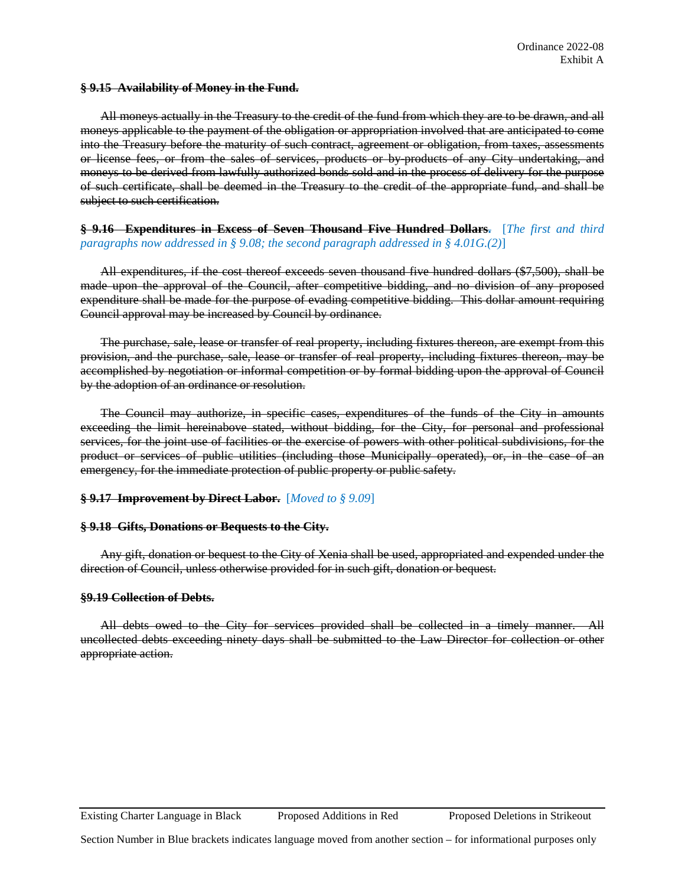~~**§ 9.15 Availability of Money in the Fund.**~~

~~All moneys actually in the Treasury to the credit of the fund from which they are to be drawn, and all moneys applicable to the payment of the obligation or appropriation involved that are anticipated to come into the Treasury before the maturity of such contract, agreement or obligation, from taxes, assessments or license fees, or from the sales of services, products or by-products of any City undertaking, and moneys to be derived from lawfully authorized bonds sold and in the process of delivery for the purpose of such certificate, shall be deemed in the Treasury to the credit of the appropriate fund, and shall be subject to such certification.~~

~~**§ 9.16 Expenditures in Excess of Seven Thousand Five Hundred Dollars**.~~ [*The first and third paragraphs now addressed in § 9.08; the second paragraph addressed in § 4.01G.(2)*]

~~All expenditures, if the cost thereof exceeds seven thousand five hundred dollars ($7,500), shall be made upon the approval of the Council, after competitive bidding, and no division of any proposed expenditure shall be made for the purpose of evading competitive bidding. This dollar amount requiring Council approval may be increased by Council by ordinance.~~

~~The purchase, sale, lease or transfer of real property, including fixtures thereon, are exempt from this provision, and the purchase, sale, lease or transfer of real property, including fixtures thereon, may be accomplished by negotiation or informal competition or by formal bidding upon the approval of Council by the adoption of an ordinance or resolution.~~

~~The Council may authorize, in specific cases, expenditures of the funds of the City in amounts exceeding the limit hereinabove stated, without bidding, for the City, for personal and professional services, for the joint use of facilities or the exercise of powers with other political subdivisions, for the product or services of public utilities (including those Municipally operated), or, in the case of an emergency, for the immediate protection of public property or public safety.~~

~~**§ 9.17 Improvement by Direct Labor.**~~ [*Moved to § 9.09*]

~~**§ 9.18 Gifts, Donations or Bequests to the City.**~~

~~Any gift, donation or bequest to the City of Xenia shall be used, appropriated and expended under the direction of Council, unless otherwise provided for in such gift, donation or bequest.~~

~~**§9.19 Collection of Debts.**~~

~~All debts owed to the City for services provided shall be collected in a timely manner. All uncollected debts exceeding ninety days shall be submitted to the Law Director for collection or other appropriate action.~~

Existing Charter Language in Black Proposed Additions in Red Proposed Deletions in Strikeout

Section Number in Blue brackets indicates language moved from another section – for informational purposes only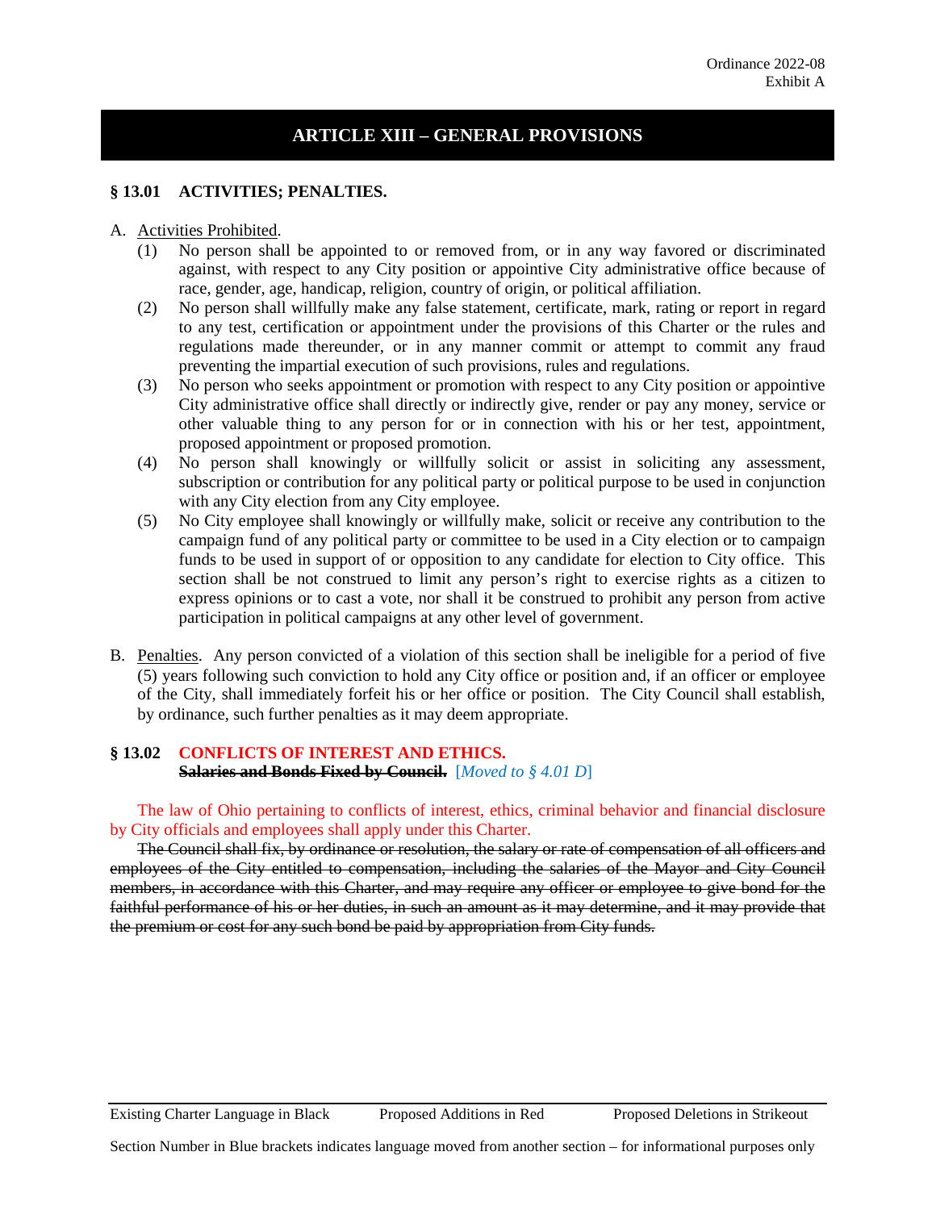Ordinance 2022-08
Exhibit A

# ARTICLE XIII – GENERAL PROVISIONS

## § 13.01 ACTIVITIES; PENALTIES.

A. Activities Prohibited.

(1) No person shall be appointed to or removed from, or in any way favored or discriminated against, with respect to any City position or appointive City administrative office because of race, gender, age, handicap, religion, country of origin, or political affiliation.

(2) No person shall willfully make any false statement, certificate, mark, rating or report in regard to any test, certification or appointment under the provisions of this Charter or the rules and regulations made thereunder, or in any manner commit or attempt to commit any fraud preventing the impartial execution of such provisions, rules and regulations.

(3) No person who seeks appointment or promotion with respect to any City position or appointive City administrative office shall directly or indirectly give, render or pay any money, service or other valuable thing to any person for or in connection with his or her test, appointment, proposed appointment or proposed promotion.

(4) No person shall knowingly or willfully solicit or assist in soliciting any assessment, subscription or contribution for any political party or political purpose to be used in conjunction with any City election from any City employee.

(5) No City employee shall knowingly or willfully make, solicit or receive any contribution to the campaign fund of any political party or committee to be used in a City election or to campaign funds to be used in support of or opposition to any candidate for election to City office. This section shall be not construed to limit any person's right to exercise rights as a citizen to express opinions or to cast a vote, nor shall it be construed to prohibit any person from active participation in political campaigns at any other level of government.

B. Penalties. Any person convicted of a violation of this section shall be ineligible for a period of five (5) years following such conviction to hold any City office or position and, if an officer or employee of the City, shall immediately forfeit his or her office or position. The City Council shall establish, by ordinance, such further penalties as it may deem appropriate.

## § 13.02 CONFLICTS OF INTEREST AND ETHICS.

~~**Salaries and Bonds Fixed by Council.**~~ [*Moved to § 4.01 D*]

The law of Ohio pertaining to conflicts of interest, ethics, criminal behavior and financial disclosure by City officials and employees shall apply under this Charter.

~~The Council shall fix, by ordinance or resolution, the salary or rate of compensation of all officers and employees of the City entitled to compensation, including the salaries of the Mayor and City Council members, in accordance with this Charter, and may require any officer or employee to give bond for the faithful performance of his or her duties, in such an amount as it may determine, and it may provide that the premium or cost for any such bond be paid by appropriation from City funds.~~

Existing Charter Language in Black Proposed Additions in Red Proposed Deletions in Strikeout

Section Number in Blue brackets indicates language moved from another section – for informational purposes only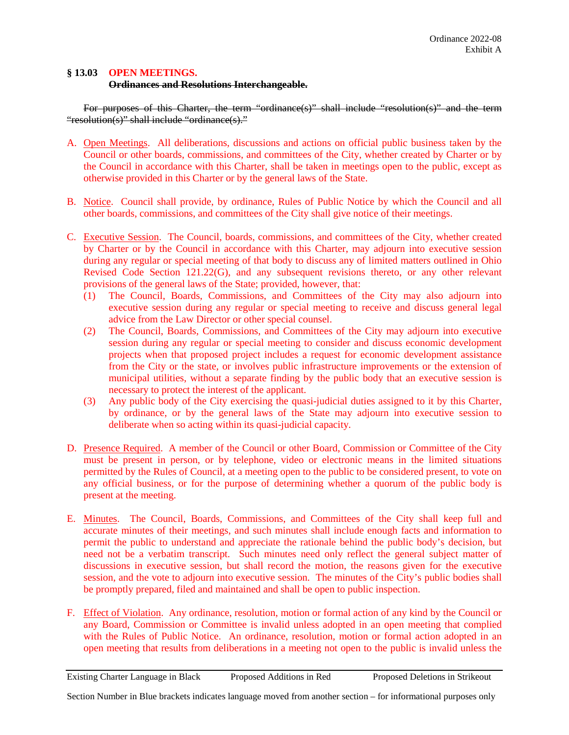Ordinance 2022-08
Exhibit A

## § 13.03 OPEN MEETINGS.

~~**Ordinances and Resolutions Interchangeable.**~~

~~For purposes of this Charter, the term "ordinance(s)" shall include "resolution(s)" and the term "resolution(s)" shall include "ordinance(s)."~~

A. Open Meetings. All deliberations, discussions and actions on official public business taken by the Council or other boards, commissions, and committees of the City, whether created by Charter or by the Council in accordance with this Charter, shall be taken in meetings open to the public, except as otherwise provided in this Charter or by the general laws of the State.

B. Notice. Council shall provide, by ordinance, Rules of Public Notice by which the Council and all other boards, commissions, and committees of the City shall give notice of their meetings.

C. Executive Session. The Council, boards, commissions, and committees of the City, whether created by Charter or by the Council in accordance with this Charter, may adjourn into executive session during any regular or special meeting of that body to discuss any of limited matters outlined in Ohio Revised Code Section 121.22(G), and any subsequent revisions thereto, or any other relevant provisions of the general laws of the State; provided, however, that:
   (1) The Council, Boards, Commissions, and Committees of the City may also adjourn into executive session during any regular or special meeting to receive and discuss general legal advice from the Law Director or other special counsel.
   (2) The Council, Boards, Commissions, and Committees of the City may adjourn into executive session during any regular or special meeting to consider and discuss economic development projects when that proposed project includes a request for economic development assistance from the City or the state, or involves public infrastructure improvements or the extension of municipal utilities, without a separate finding by the public body that an executive session is necessary to protect the interest of the applicant.
   (3) Any public body of the City exercising the quasi-judicial duties assigned to it by this Charter, by ordinance, or by the general laws of the State may adjourn into executive session to deliberate when so acting within its quasi-judicial capacity.

D. Presence Required. A member of the Council or other Board, Commission or Committee of the City must be present in person, or by telephone, video or electronic means in the limited situations permitted by the Rules of Council, at a meeting open to the public to be considered present, to vote on any official business, or for the purpose of determining whether a quorum of the public body is present at the meeting.

E. Minutes. The Council, Boards, Commissions, and Committees of the City shall keep full and accurate minutes of their meetings, and such minutes shall include enough facts and information to permit the public to understand and appreciate the rationale behind the public body's decision, but need not be a verbatim transcript. Such minutes need only reflect the general subject matter of discussions in executive session, but shall record the motion, the reasons given for the executive session, and the vote to adjourn into executive session. The minutes of the City's public bodies shall be promptly prepared, filed and maintained and shall be open to public inspection.

F. Effect of Violation. Any ordinance, resolution, motion or formal action of any kind by the Council or any Board, Commission or Committee is invalid unless adopted in an open meeting that complied with the Rules of Public Notice. An ordinance, resolution, motion or formal action adopted in an open meeting that results from deliberations in a meeting not open to the public is invalid unless the

Existing Charter Language in Black — Proposed Additions in Red — Proposed Deletions in Strikeout

Section Number in Blue brackets indicates language moved from another section – for informational purposes only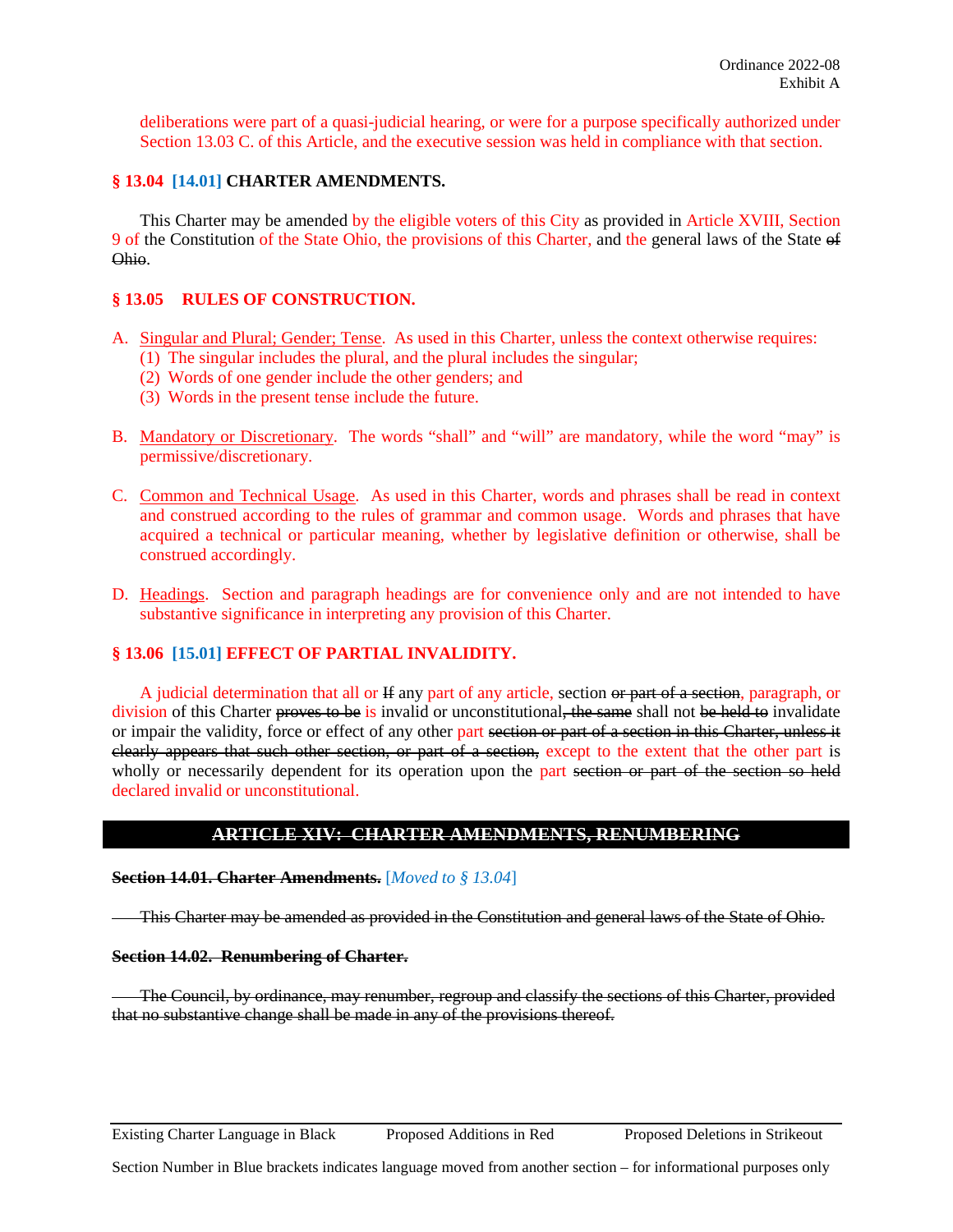deliberations were part of a quasi-judicial hearing, or were for a purpose specifically authorized under Section 13.03 C. of this Article, and the executive session was held in compliance with that section.

### § 13.04 [14.01] CHARTER AMENDMENTS.

This Charter may be amended by the eligible voters of this City as provided in Article XVIII, Section 9 of the Constitution of the State Ohio, the provisions of this Charter, and the general laws of the State ~~of Ohio~~.

### § 13.05 RULES OF CONSTRUCTION.

A. Singular and Plural; Gender; Tense. As used in this Charter, unless the context otherwise requires:
   (1) The singular includes the plural, and the plural includes the singular;
   (2) Words of one gender include the other genders; and
   (3) Words in the present tense include the future.

B. Mandatory or Discretionary. The words "shall" and "will" are mandatory, while the word "may" is permissive/discretionary.

C. Common and Technical Usage. As used in this Charter, words and phrases shall be read in context and construed according to the rules of grammar and common usage. Words and phrases that have acquired a technical or particular meaning, whether by legislative definition or otherwise, shall be construed accordingly.

D. Headings. Section and paragraph headings are for convenience only and are not intended to have substantive significance in interpreting any provision of this Charter.

### § 13.06 [15.01] EFFECT OF PARTIAL INVALIDITY.

A judicial determination that all or ~~If~~ any part of any article, section ~~or part of a section~~, paragraph, or division of this Charter ~~proves to be~~ is invalid or unconstitutional~~, the same~~ shall not ~~be held to~~ invalidate or impair the validity, force or effect of any other part ~~section or part of a section in this Charter, unless it clearly appears that such other section, or part of a section,~~ except to the extent that the other part is wholly or necessarily dependent for its operation upon the part ~~section or part of the section so held~~ declared invalid or unconstitutional.

## ~~ARTICLE XIV: CHARTER AMENDMENTS, RENUMBERING~~

**~~Section 14.01. Charter Amendments.~~** [*Moved to § 13.04*]

~~This Charter may be amended as provided in the Constitution and general laws of the State of Ohio.~~

**~~Section 14.02. Renumbering of Charter.~~**

~~The Council, by ordinance, may renumber, regroup and classify the sections of this Charter, provided that no substantive change shall be made in any of the provisions thereof.~~

Existing Charter Language in Black | Proposed Additions in Red | Proposed Deletions in Strikeout

Section Number in Blue brackets indicates language moved from another section – for informational purposes only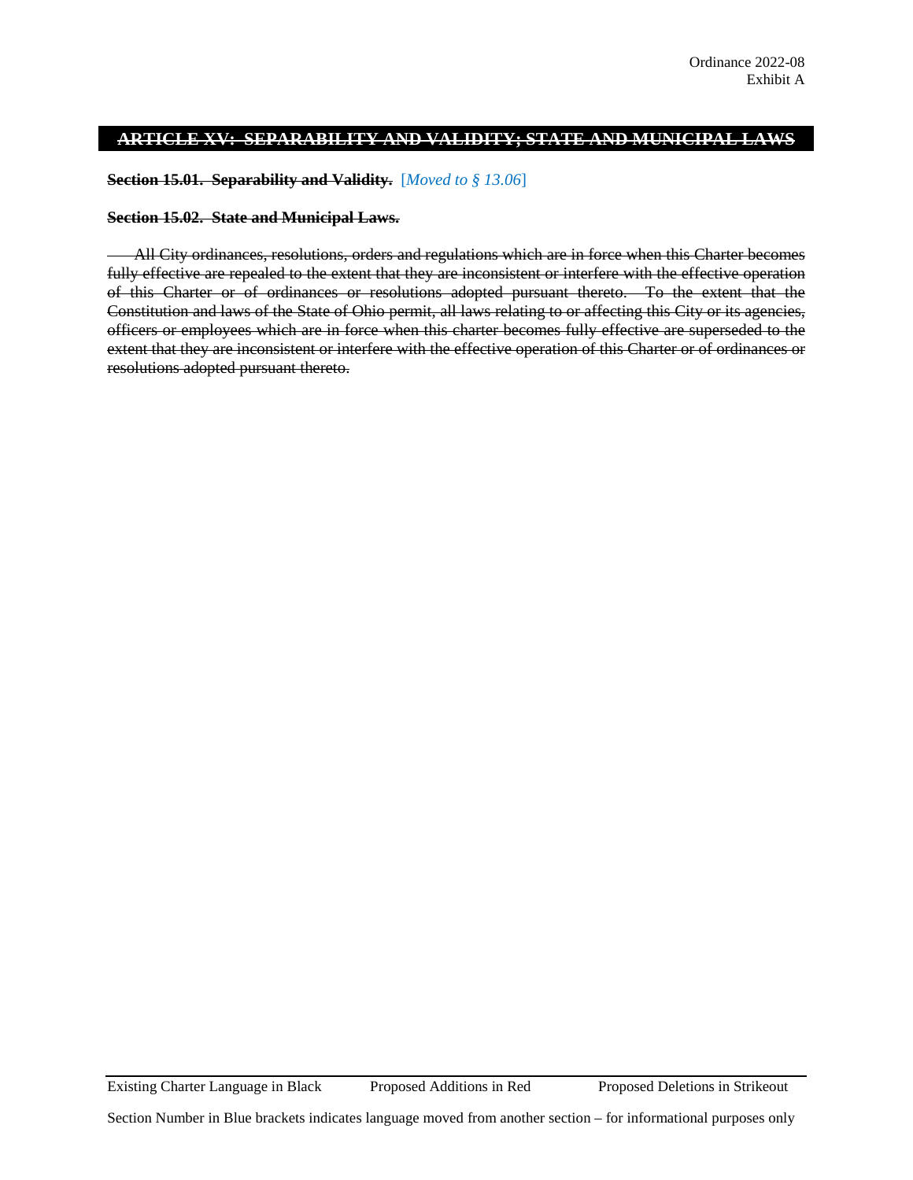Ordinance 2022-08
Exhibit A

## ~~ARTICLE XV: SEPARABILITY AND VALIDITY; STATE AND MUNICIPAL LAWS~~

**~~Section 15.01. Separability and Validity.~~** [*Moved to § 13.06*]

**~~Section 15.02. State and Municipal Laws.~~**

~~All City ordinances, resolutions, orders and regulations which are in force when this Charter becomes fully effective are repealed to the extent that they are inconsistent or interfere with the effective operation of this Charter or of ordinances or resolutions adopted pursuant thereto. To the extent that the Constitution and laws of the State of Ohio permit, all laws relating to or affecting this City or its agencies, officers or employees which are in force when this charter becomes fully effective are superseded to the extent that they are inconsistent or interfere with the effective operation of this Charter or of ordinances or resolutions adopted pursuant thereto.~~

Existing Charter Language in Black  Proposed Additions in Red  Proposed Deletions in Strikeout

Section Number in Blue brackets indicates language moved from another section – for informational purposes only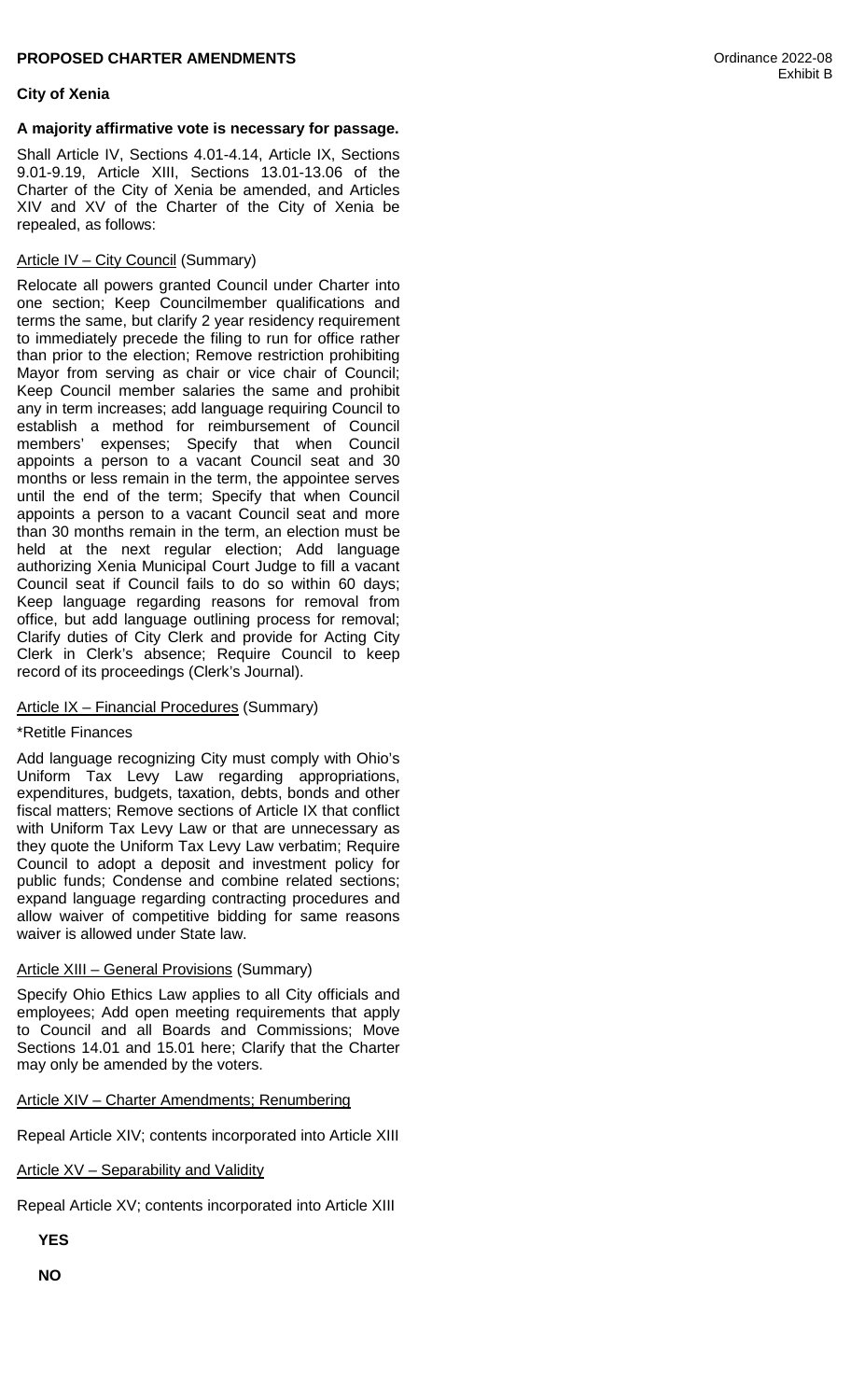Ordinance 2022-08
Exhibit B

**PROPOSED CHARTER AMENDMENTS**

**City of Xenia**

**A majority affirmative vote is necessary for passage.**

Shall Article IV, Sections 4.01-4.14, Article IX, Sections 9.01-9.19, Article XIII, Sections 13.01-13.06 of the Charter of the City of Xenia be amended, and Articles XIV and XV of the Charter of the City of Xenia be repealed, as follows:

<u>Article IV – City Council</u> (Summary)

Relocate all powers granted Council under Charter into one section; Keep Councilmember qualifications and terms the same, but clarify 2 year residency requirement to immediately precede the filing to run for office rather than prior to the election; Remove restriction prohibiting Mayor from serving as chair or vice chair of Council; Keep Council member salaries the same and prohibit any in term increases; add language requiring Council to establish a method for reimbursement of Council members' expenses; Specify that when Council appoints a person to a vacant Council seat and 30 months or less remain in the term, the appointee serves until the end of the term; Specify that when Council appoints a person to a vacant Council seat and more than 30 months remain in the term, an election must be held at the next regular election; Add language authorizing Xenia Municipal Court Judge to fill a vacant Council seat if Council fails to do so within 60 days; Keep language regarding reasons for removal from office, but add language outlining process for removal; Clarify duties of City Clerk and provide for Acting City Clerk in Clerk's absence; Require Council to keep record of its proceedings (Clerk's Journal).

<u>Article IX – Financial Procedures</u> (Summary)

*Retitle Finances

Add language recognizing City must comply with Ohio's Uniform Tax Levy Law regarding appropriations, expenditures, budgets, taxation, debts, bonds and other fiscal matters; Remove sections of Article IX that conflict with Uniform Tax Levy Law or that are unnecessary as they quote the Uniform Tax Levy Law verbatim; Require Council to adopt a deposit and investment policy for public funds; Condense and combine related sections; expand language regarding contracting procedures and allow waiver of competitive bidding for same reasons waiver is allowed under State law.

<u>Article XIII – General Provisions</u> (Summary)

Specify Ohio Ethics Law applies to all City officials and employees; Add open meeting requirements that apply to Council and all Boards and Commissions; Move Sections 14.01 and 15.01 here; Clarify that the Charter may only be amended by the voters.

<u>Article XIV – Charter Amendments; Renumbering</u>

Repeal Article XIV; contents incorporated into Article XIII

<u>Article XV – Separability and Validity</u>

Repeal Article XV; contents incorporated into Article XIII

**YES**

**NO**